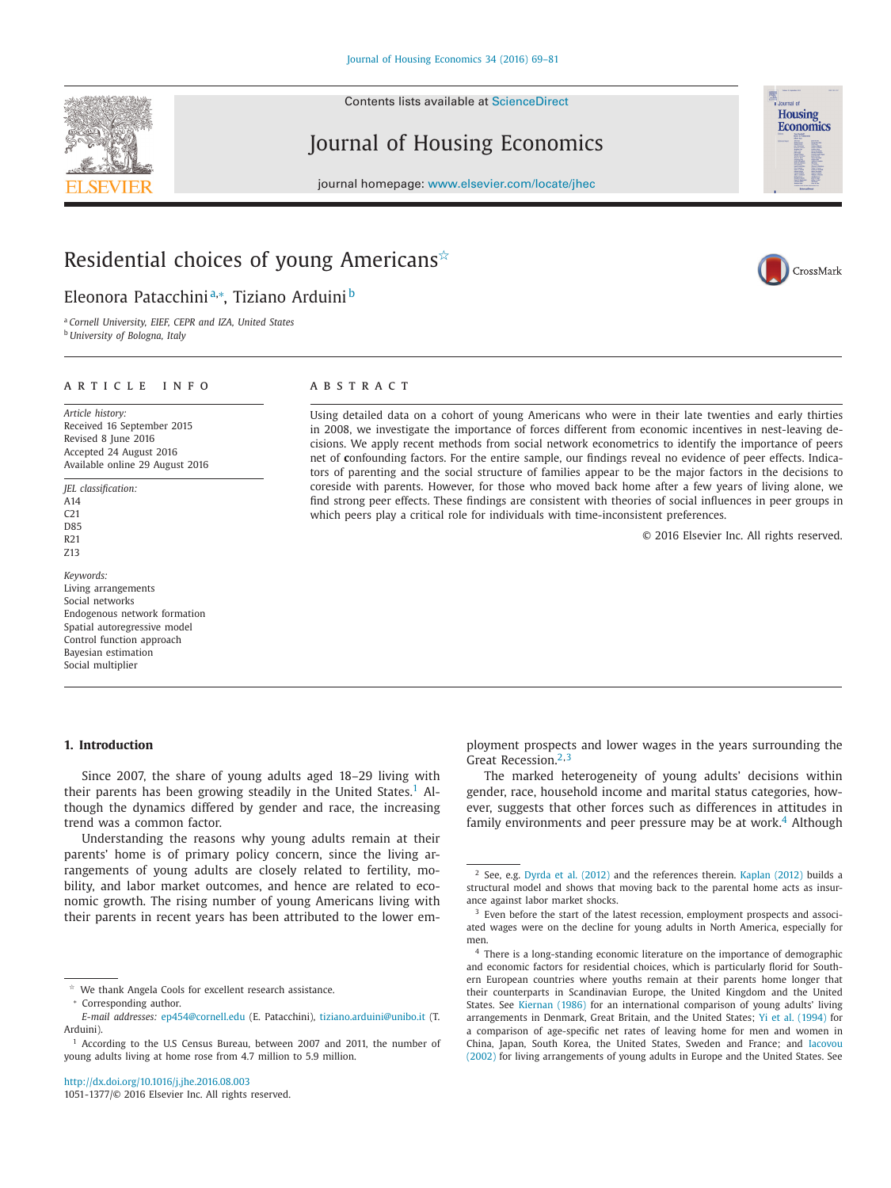# Residential choices of young Americans[☆]

Eleonora Patacchini[a,*], Tiziano Arduini[b]

[a] *Cornell University, EIEF, CEPR and IZA, United States*
[b] *University of Bologna, Italy*

## ARTICLE INFO

*Article history:*
Received 16 September 2015
Revised 8 June 2016
Accepted 24 August 2016
Available online 29 August 2016

*JEL classification:*
A14
C21
D85
R21
Z13

*Keywords:*
Living arrangements
Social networks
Endogenous network formation
Spatial autoregressive model
Control function approach
Bayesian estimation
Social multiplier

## ABSTRACT

Using detailed data on a cohort of young Americans who were in their late twenties and early thirties in 2008, we investigate the importance of forces different from economic incentives in nest-leaving decisions. We apply recent methods from social network econometrics to identify the importance of peers net of confounding factors. For the entire sample, our findings reveal no evidence of peer effects. Indicators of parenting and the social structure of families appear to be the major factors in the decisions to coreside with parents. However, for those who moved back home after a few years of living alone, we find strong peer effects. These findings are consistent with theories of social influences in peer groups in which peers play a critical role for individuals with time-inconsistent preferences.

© 2016 Elsevier Inc. All rights reserved.

## 1. Introduction

Since 2007, the share of young adults aged 18–29 living with their parents has been growing steadily in the United States.[1] Although the dynamics differed by gender and race, the increasing trend was a common factor.

Understanding the reasons why young adults remain at their parents' home is of primary policy concern, since the living arrangements of young adults are closely related to fertility, mobility, and labor market outcomes, and hence are related to economic growth. The rising number of young Americans living with their parents in recent years has been attributed to the lower employment prospects and lower wages in the years surrounding the Great Recession.[2,3]

The marked heterogeneity of young adults' decisions within gender, race, household income and marital status categories, however, suggests that other forces such as differences in attitudes in family environments and peer pressure may be at work.[4] Although

---

☆ We thank Angela Cools for excellent research assistance.

\* Corresponding author.

*E-mail addresses:* ep454@cornell.edu (E. Patacchini), tiziano.arduini@unibo.it (T. Arduini).

[1] According to the U.S Census Bureau, between 2007 and 2011, the number of young adults living at home rose from 4.7 million to 5.9 million.

[2] See, e.g. Dyrda et al. (2012) and the references therein. Kaplan (2012) builds a structural model and shows that moving back to the parental home acts as insurance against labor market shocks.

[3] Even before the start of the latest recession, employment prospects and associated wages were on the decline for young adults in North America, especially for men.

[4] There is a long-standing economic literature on the importance of demographic and economic factors for residential choices, which is particularly florid for Southern European countries where youths remain at their parents home longer that their counterparts in Scandinavian Europe, the United Kingdom and the United States. See Kiernan (1986) for an international comparison of young adults' living arrangements in Denmark, Great Britain, and the United States; Yi et al. (1994) for a comparison of age-specific net rates of leaving home for men and women in China, Japan, South Korea, the United States, Sweden and France; and Iacovou (2002) for living arrangements of young adults in Europe and the United States. See

http://dx.doi.org/10.1016/j.jhe.2016.08.003
1051-1377/© 2016 Elsevier Inc. All rights reserved.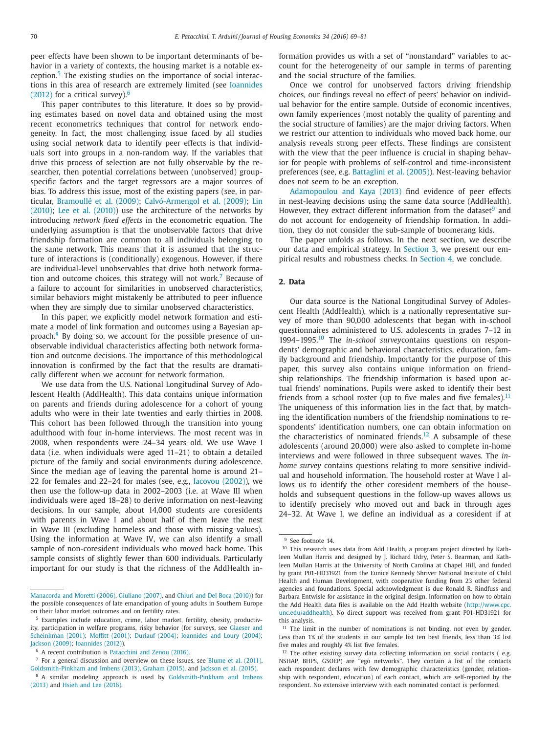peer effects have been shown to be important determinants of behavior in a variety of contexts, the housing market is a notable exception.[5] The existing studies on the importance of social interactions in this area of research are extremely limited (see Ioannides (2012) for a critical survey).[6]

This paper contributes to this literature. It does so by providing estimates based on novel data and obtained using the most recent econometrics techniques that control for network endogeneity. In fact, the most challenging issue faced by all studies using social network data to identify peer effects is that individuals sort into groups in a non-random way. If the variables that drive this process of selection are not fully observable by the researcher, then potential correlations between (unobserved) group-specific factors and the target regressors are a major sources of bias. To address this issue, most of the existing papers (see, in particular, Bramoullé et al. (2009); Calvó-Armengol et al. (2009); Lin (2010); Lee et al. (2010)) use the architecture of the networks by introducing *network fixed effects* in the econometric equation. The underlying assumption is that the unobservable factors that drive friendship formation are common to all individuals belonging to the same network. This means that it is assumed that the structure of interactions is (conditionally) exogenous. However, if there are individual-level unobservables that drive both network formation and outcome choices, this strategy will not work.[7] Because of a failure to account for similarities in unobserved characteristics, similar behaviors might mistakenly be attributed to peer influence when they are simply due to similar unobserved characteristics.

In this paper, we explicitly model network formation and estimate a model of link formation and outcomes using a Bayesian approach.[8] By doing so, we account for the possible presence of unobservable individual characteristics affecting both network formation and outcome decisions. The importance of this methodological innovation is confirmed by the fact that the results are dramatically different when we account for network formation.

We use data from the U.S. National Longitudinal Survey of Adolescent Health (AddHealth). This data contains unique information on parents and friends during adolescence for a cohort of young adults who were in their late twenties and early thirties in 2008. This cohort has been followed through the transition into young adulthood with four in-home interviews. The most recent was in 2008, when respondents were 24–34 years old. We use Wave I data (i.e. when individuals were aged 11–21) to obtain a detailed picture of the family and social environments during adolescence. Since the median age of leaving the parental home is around 21–22 for females and 22–24 for males (see, e.g., Iacovou (2002)), we then use the follow-up data in 2002–2003 (i.e. at Wave III when individuals were aged 18–28) to derive information on nest-leaving decisions. In our sample, about 14,000 students are coresidents with parents in Wave I and about half of them leave the nest in Wave III (excluding homeless and those with missing values). Using the information at Wave IV, we can also identify a small sample of non-coresident individuals who moved back home. This sample consists of slightly fewer than 600 individuals. Particularly important for our study is that the richness of the AddHealth information provides us with a set of "nonstandard" variables to account for the heterogeneity of our sample in terms of parenting and the social structure of the families.

Once we control for unobserved factors driving friendship choices, our findings reveal no effect of peers' behavior on individual behavior for the entire sample. Outside of economic incentives, own family experiences (most notably the quality of parenting and the social structure of families) are the major driving factors. When we restrict our attention to individuals who moved back home, our analysis reveals strong peer effects. These findings are consistent with the view that the peer influence is crucial in shaping behavior for people with problems of self-control and time-inconsistent preferences (see, e.g. Battaglini et al. (2005)). Nest-leaving behavior does not seem to be an exception.

Adamopoulou and Kaya (2013) find evidence of peer effects in nest-leaving decisions using the same data source (AddHealth). However, they extract different information from the dataset[9] and do not account for endogeneity of friendship formation. In addition, they do not consider the sub-sample of boomerang kids.

The paper unfolds as follows. In the next section, we describe our data and empirical strategy. In Section 3, we present our empirical results and robustness checks. In Section 4, we conclude.

## 2. Data

Our data source is the National Longitudinal Survey of Adolescent Health (AddHealth), which is a nationally representative survey of more than 90,000 adolescents that began with in-school questionnaires administered to U.S. adolescents in grades 7–12 in 1994–1995.[10] The *in-school survey*contains questions on respondents' demographic and behavioral characteristics, education, family background and friendship. Importantly for the purpose of this paper, this survey also contains unique information on friendship relationships. The friendship information is based upon actual friends' nominations. Pupils were asked to identify their best friends from a school roster (up to five males and five females).[11] The uniqueness of this information lies in the fact that, by matching the identification numbers of the friendship nominations to respondents' identification numbers, one can obtain information on the characteristics of nominated friends.[12] A subsample of these adolescents (around 20,000) were also asked to complete in-home interviews and were followed in three subsequent waves. The *in-home survey* contains questions relating to more sensitive individual and household information. The household roster at Wave I allows us to identify the other coresident members of the households and subsequent questions in the follow-up waves allows us to identify precisely who moved out and back in through ages 24–32. At Wave I, we define an individual as a coresident if at

---

Manacorda and Moretti (2006), Giuliano (2007), and Chiuri and Del Boca (2010)) for the possible consequences of late emancipation of young adults in Southern Europe on their labor market outcomes and on fertility rates.

[5] Examples include education, crime, labor market, fertility, obesity, productivity, participation in welfare programs, risky behavior (for surveys, see Glaeser and Scheinkman (2001); Moffitt (2001); Durlauf (2004); Ioannides and Loury (2004); Jackson (2009); Ioannides (2012)).

[6] A recent contribution is Patacchini and Zenou (2016).

[7] For a general discussion and overview on these issues, see Blume et al. (2011), Goldsmith-Pinkham and Imbens (2013), Graham (2015), and Jackson et al. (2015).

[8] A similar modeling approach is used by Goldsmith-Pinkham and Imbens (2013) and Hsieh and Lee (2016).

[9] See footnote 14.

[10] This research uses data from Add Health, a program project directed by Kathleen Mullan Harris and designed by J. Richard Udry, Peter S. Bearman, and Kathleen Mullan Harris at the University of North Carolina at Chapel Hill, and funded by grant P01-HD31921 from the Eunice Kennedy Shriver National Institute of Child Health and Human Development, with cooperative funding from 23 other federal agencies and foundations. Special acknowledgment is due Ronald R. Rindfuss and Barbara Entwisle for assistance in the original design. Information on how to obtain the Add Health data files is available on the Add Health website (http://www.cpc.unc.edu/addhealth). No direct support was received from grant P01-HD31921 for this analysis.

[11] The limit in the number of nominations is not binding, not even by gender. Less than 1% of the students in our sample list ten best friends, less than 3% list five males and roughly 4% list five females.

[12] The other existing survey data collecting information on social contacts ( e.g. NSHAP, BHPS, GSOEP) are "ego networks". They contain a list of the contacts each respondent declares with few demographic characteristics (gender, relationship with respondent, education) of each contact, which are self-reported by the respondent. No extensive interview with each nominated contact is performed.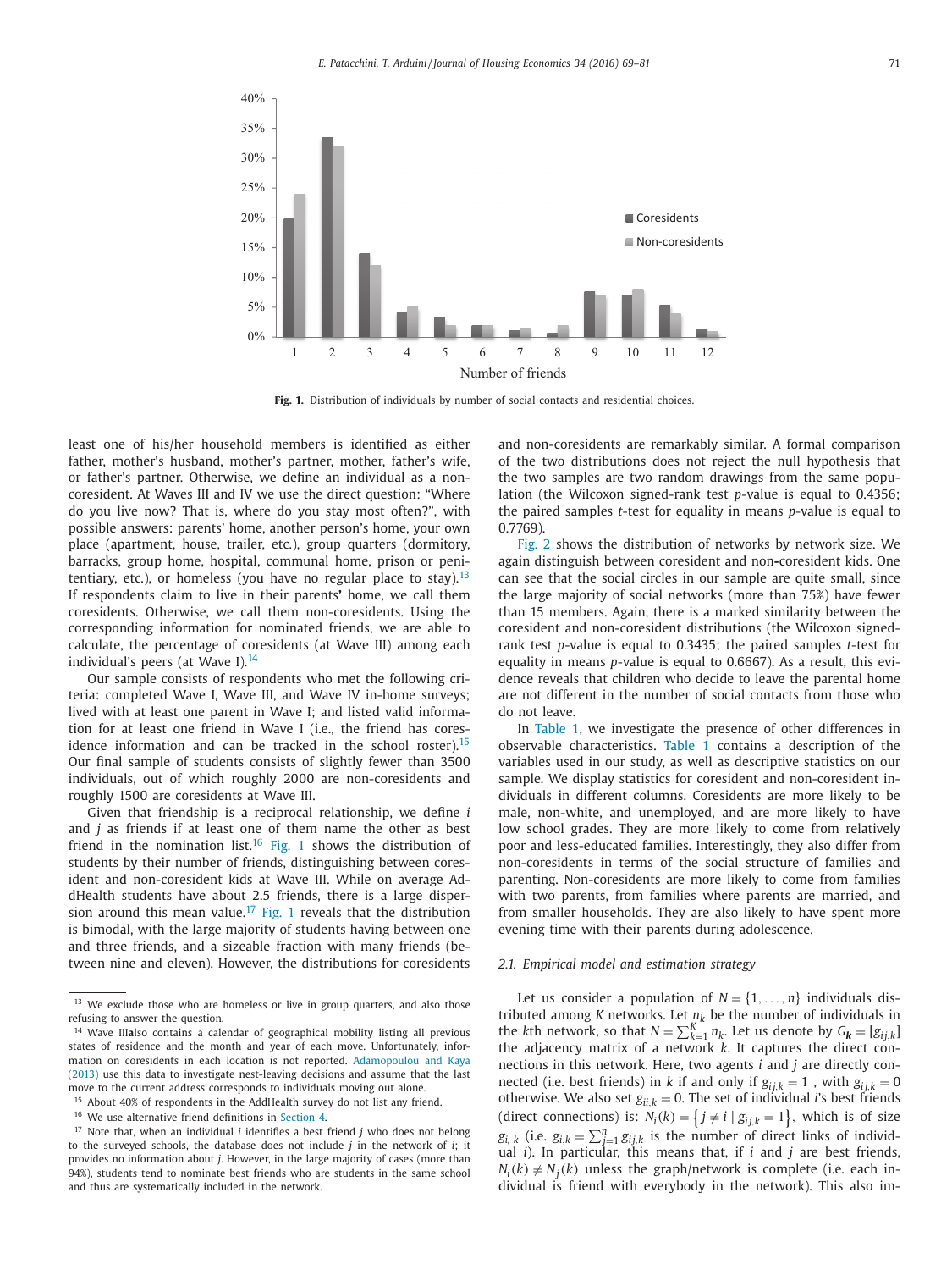Fig. 1. Distribution of individuals by number of social contacts and residential choices.

least one of his/her household members is identified as either father, mother's husband, mother's partner, mother, father's wife, or father's partner. Otherwise, we define an individual as a non-coresident. At Waves III and IV we use the direct question: "Where do you live now? That is, where do you stay most often?", with possible answers: parents' home, another person's home, your own place (apartment, house, trailer, etc.), group quarters (dormitory, barracks, group home, hospital, communal home, prison or penitentiary, etc.), or homeless (you have no regular place to stay).[13] If respondents claim to live in their parents' home, we call them coresidents. Otherwise, we call them non-coresidents. Using the corresponding information for nominated friends, we are able to calculate, the percentage of coresidents (at Wave III) among each individual's peers (at Wave I).[14]

Our sample consists of respondents who met the following criteria: completed Wave I, Wave III, and Wave IV in-home surveys; lived with at least one parent in Wave I; and listed valid information for at least one friend in Wave I (i.e., the friend has coresidence information and can be tracked in the school roster).[15] Our final sample of students consists of slightly fewer than 3500 individuals, out of which roughly 2000 are non-coresidents and roughly 1500 are coresidents at Wave III.

Given that friendship is a reciprocal relationship, we define $i$ and $j$ as friends if at least one of them name the other as best friend in the nomination list.[16] Fig. 1 shows the distribution of students by their number of friends, distinguishing between coresident and non-coresident kids at Wave III. While on average AddHealth students have about 2.5 friends, there is a large dispersion around this mean value.[17] Fig. 1 reveals that the distribution is bimodal, with the large majority of students having between one and three friends, and a sizeable fraction with many friends (between nine and eleven). However, the distributions for coresidents and non-coresidents are remarkably similar. A formal comparison of the two distributions does not reject the null hypothesis that the two samples are two random drawings from the same population (the Wilcoxon signed-rank test $p$-value is equal to 0.4356; the paired samples $t$-test for equality in means $p$-value is equal to 0.7769).

Fig. 2 shows the distribution of networks by network size. We again distinguish between coresident and non-coresident kids. One can see that the social circles in our sample are quite small, since the large majority of social networks (more than 75%) have fewer than 15 members. Again, there is a marked similarity between the coresident and non-coresident distributions (the Wilcoxon signed-rank test $p$-value is equal to 0.3435; the paired samples $t$-test for equality in means $p$-value is equal to 0.6667). As a result, this evidence reveals that children who decide to leave the parental home are not different in the number of social contacts from those who do not leave.

In Table 1, we investigate the presence of other differences in observable characteristics. Table 1 contains a description of the variables used in our study, as well as descriptive statistics on our sample. We display statistics for coresident and non-coresident individuals in different columns. Coresidents are more likely to be male, non-white, and unemployed, and are more likely to have low school grades. They are more likely to come from relatively poor and less-educated families. Interestingly, they also differ from non-coresidents in terms of the social structure of families and parenting. Non-coresidents are more likely to come from families with two parents, from families where parents are married, and from smaller households. They are also likely to have spent more evening time with their parents during adolescence.

### 2.1. Empirical model and estimation strategy

Let us consider a population of $N = \{1, \ldots, n\}$ individuals distributed among $K$ networks. Let $n_k$ be the number of individuals in the $k$th network, so that $N = \sum_{k=1}^{K} n_k$. Let us denote by $G_{\boldsymbol{k}} = [g_{ij,k}]$ the adjacency matrix of a network $k$. It captures the direct connections in this network. Here, two agents $i$ and $j$ are directly connected (i.e. best friends) in $k$ if and only if $g_{ij,k} = 1$ , with $g_{ij,k} = 0$ otherwise. We also set $g_{ii,k} = 0$. The set of individual $i$'s best friends (direct connections) is: $N_i(k) = \{ j \neq i \mid g_{ij,k} = 1 \}$, which is of size $g_{i,\,k}$ (i.e. $g_{i,k} = \sum_{j=1}^{n} g_{ij,k}$ is the number of direct links of individual $i$). In particular, this means that, if $i$ and $j$ are best friends, $N_i(k) \neq N_j(k)$ unless the graph/network is complete (i.e. each individual is friend with everybody in the network). This also im-

---

[13] We exclude those who are homeless or live in group quarters, and also those refusing to answer the question.

[14] Wave III also contains a calendar of geographical mobility listing all previous states of residence and the month and year of each move. Unfortunately, information on coresidents in each location is not reported. Adamopoulou and Kaya (2013) use this data to investigate nest-leaving decisions and assume that the last move to the current address corresponds to individuals moving out alone.

[15] About 40% of respondents in the AddHealth survey do not list any friend.

[16] We use alternative friend definitions in Section 4.

[17] Note that, when an individual $i$ identifies a best friend $j$ who does not belong to the surveyed schools, the database does not include $j$ in the network of $i$; it provides no information about $j$. However, in the large majority of cases (more than 94%), students tend to nominate best friends who are students in the same school and thus are systematically included in the network.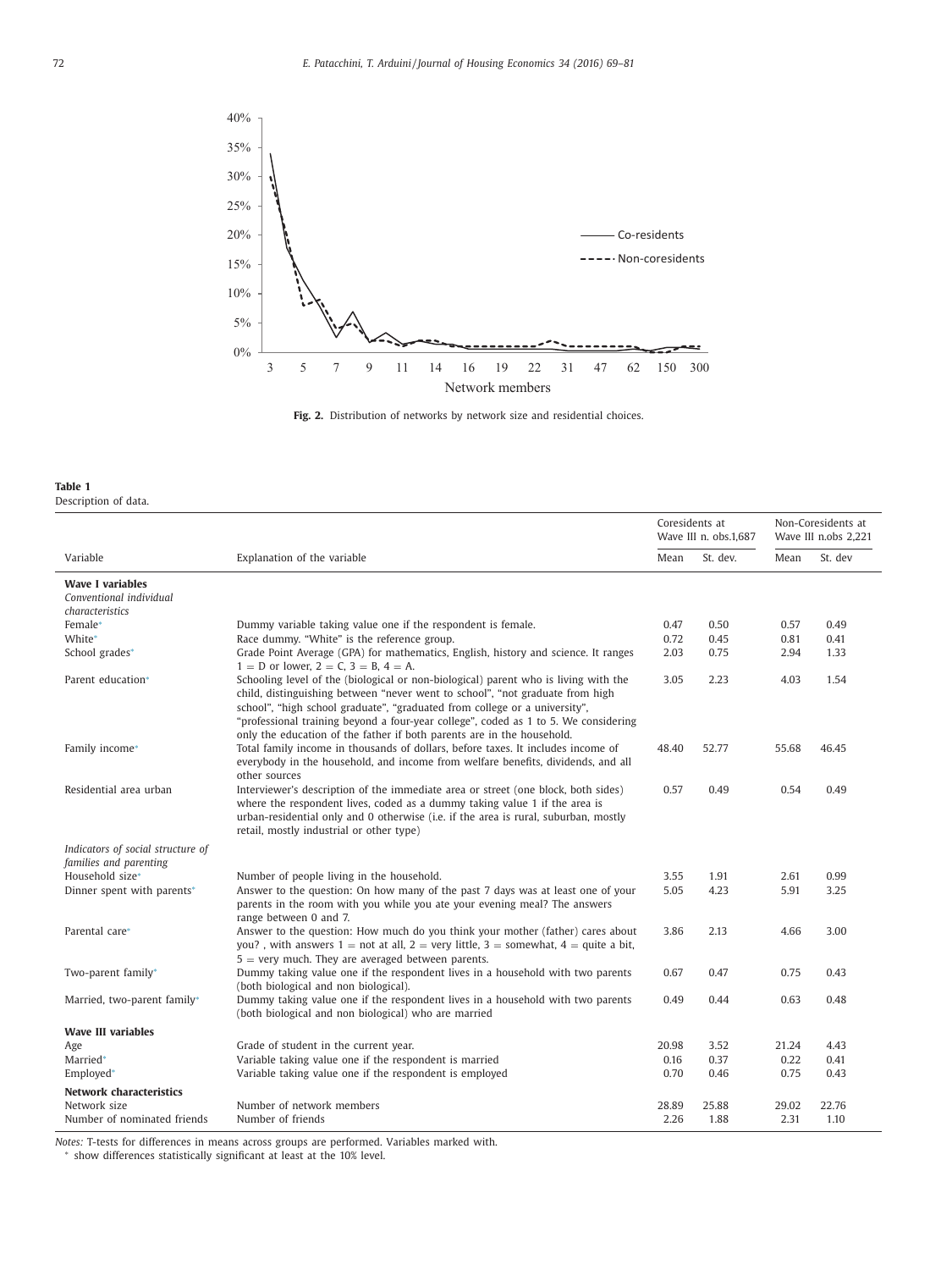Fig. 2. Distribution of networks by network size and residential choices.

**Table 1**
Description of data.

| Variable | Explanation of the variable | Coresidents at Wave III n. obs.1,687 | | Non-Coresidents at Wave III n.obs 2,221 | |
|---|---|---|---|---|---|
| | | Mean | St. dev. | Mean | St. dev |
| **Wave I variables** | | | | | |
| *Conventional individual characteristics* | | | | | |
| Female* | Dummy variable taking value one if the respondent is female. | 0.47 | 0.50 | 0.57 | 0.49 |
| White* | Race dummy. "White" is the reference group. | 0.72 | 0.45 | 0.81 | 0.41 |
| School grades* | Grade Point Average (GPA) for mathematics, English, history and science. It ranges 1 = D or lower, 2 = C, 3 = B, 4 = A. | 2.03 | 0.75 | 2.94 | 1.33 |
| Parent education* | Schooling level of the (biological or non-biological) parent who is living with the child, distinguishing between "never went to school", "not graduate from high school", "high school graduate", "graduated from college or a university", "professional training beyond a four-year college", coded as 1 to 5. We considering only the education of the father if both parents are in the household. | 3.05 | 2.23 | 4.03 | 1.54 |
| Family income* | Total family income in thousands of dollars, before taxes. It includes income of everybody in the household, and income from welfare benefits, dividends, and all other sources | 48.40 | 52.77 | 55.68 | 46.45 |
| Residential area urban | Interviewer's description of the immediate area or street (one block, both sides) where the respondent lives, coded as a dummy taking value 1 if the area is urban-residential only and 0 otherwise (i.e. if the area is rural, suburban, mostly retail, mostly industrial or other type) | 0.57 | 0.49 | 0.54 | 0.49 |
| *Indicators of social structure of families and parenting* | | | | | |
| Household size* | Number of people living in the household. | 3.55 | 1.91 | 2.61 | 0.99 |
| Dinner spent with parents* | Answer to the question: On how many of the past 7 days was at least one of your parents in the room with you while you ate your evening meal? The answers range between 0 and 7. | 5.05 | 4.23 | 5.91 | 3.25 |
| Parental care* | Answer to the question: How much do you think your mother (father) cares about you? , with answers 1 = not at all, 2 = very little, 3 = somewhat, 4 = quite a bit, 5 = very much. They are averaged between parents. | 3.86 | 2.13 | 4.66 | 3.00 |
| Two-parent family* | Dummy taking value one if the respondent lives in a household with two parents (both biological and non biological). | 0.67 | 0.47 | 0.75 | 0.43 |
| Married, two-parent family* | Dummy taking value one if the respondent lives in a household with two parents (both biological and non biological) who are married | 0.49 | 0.44 | 0.63 | 0.48 |
| **Wave III variables** | | | | | |
| Age | Grade of student in the current year. | 20.98 | 3.52 | 21.24 | 4.43 |
| Married* | Variable taking value one if the respondent is married | 0.16 | 0.37 | 0.22 | 0.41 |
| Employed* | Variable taking value one if the respondent is employed | 0.70 | 0.46 | 0.75 | 0.43 |
| **Network characteristics** | | | | | |
| Network size | Number of network members | 28.89 | 25.88 | 29.02 | 22.76 |
| Number of nominated friends | Number of friends | 2.26 | 1.88 | 2.31 | 1.10 |

*Notes:* T-tests for differences in means across groups are performed. Variables marked with.
* show differences statistically significant at least at the 10% level.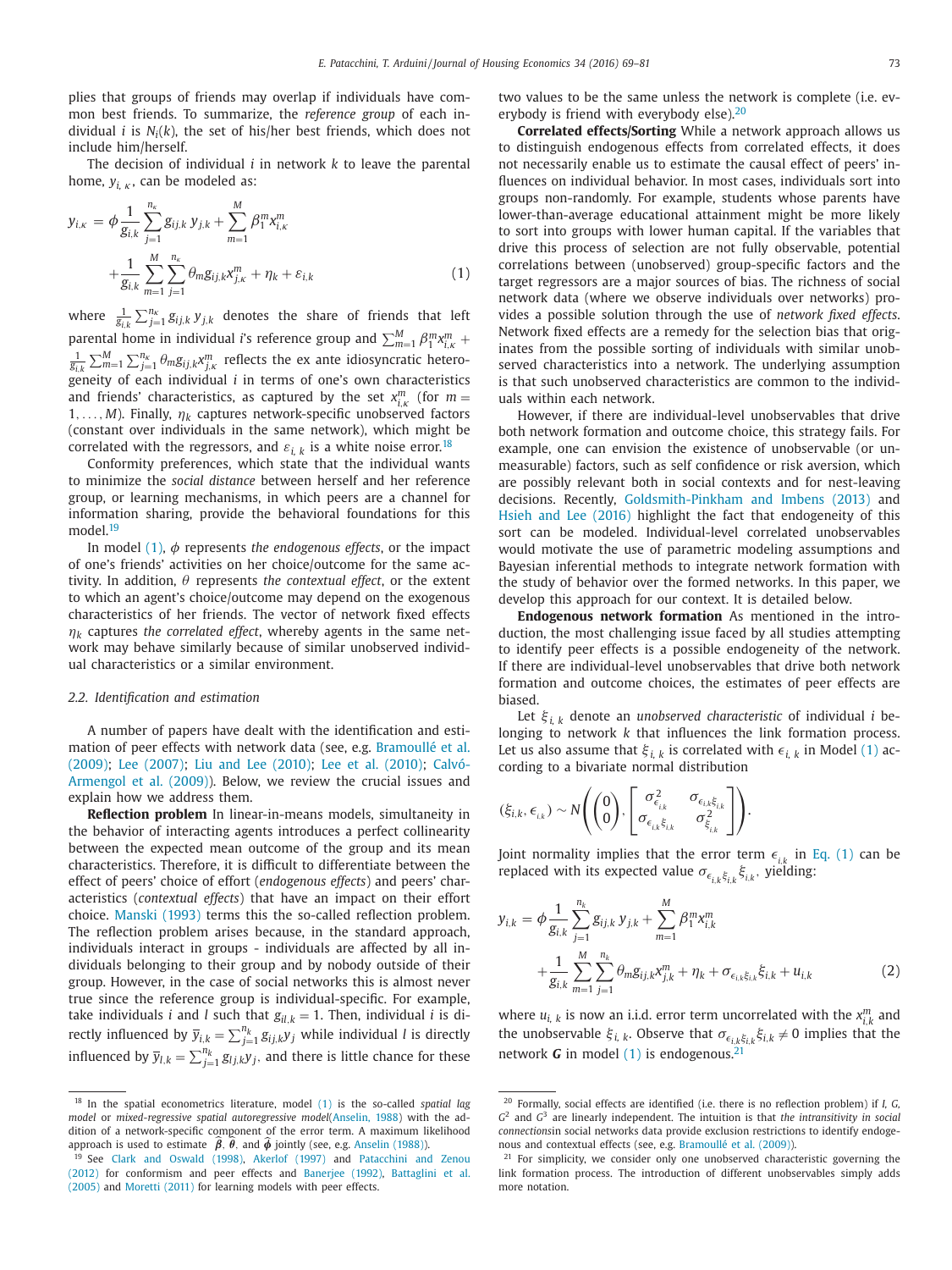plies that groups of friends may overlap if individuals have common best friends. To summarize, the *reference group* of each individual $i$ is $N_i(k)$, the set of his/her best friends, which does not include him/herself.

The decision of individual $i$ in network $k$ to leave the parental home, $y_{i,\kappa}$, can be modeled as:

$$y_{i,\kappa} = \phi \frac{1}{g_{i,k}} \sum_{j=1}^{n_\kappa} g_{ij,k}\, y_{j,k} + \sum_{m=1}^{M} \beta_1^m x_{i,\kappa}^m + \frac{1}{g_{i,k}} \sum_{m=1}^{M} \sum_{j=1}^{n_\kappa} \theta_m g_{ij,k} x_{j,\kappa}^m + \eta_k + \varepsilon_{i,k} \tag{1}$$

where $\frac{1}{g_{i,k}} \sum_{j=1}^{n_\kappa} g_{ij,k}\, y_{j,k}$ denotes the share of friends that left parental home in individual $i$'s reference group and $\sum_{m=1}^{M} \beta_1^m x_{i,\kappa}^m + \frac{1}{g_{i,k}} \sum_{m=1}^{M} \sum_{j=1}^{n_\kappa} \theta_m g_{ij,k} x_{j,\kappa}^m$ reflects the ex ante idiosyncratic heterogeneity of each individual $i$ in terms of one's own characteristics and friends' characteristics, as captured by the set $x_{i,\kappa}^m$ (for $m = 1, \ldots, M$). Finally, $\eta_k$ captures network-specific unobserved factors (constant over individuals in the same network), which might be correlated with the regressors, and $\varepsilon_{i,k}$ is a white noise error.[18]

Conformity preferences, which state that the individual wants to minimize the *social distance* between herself and her reference group, or learning mechanisms, in which peers are a channel for information sharing, provide the behavioral foundations for this model.[19]

In model (1), $\phi$ represents *the endogenous effects*, or the impact of one's friends' activities on her choice/outcome for the same activity. In addition, $\theta$ represents *the contextual effect*, or the extent to which an agent's choice/outcome may depend on the exogenous characteristics of her friends. The vector of network fixed effects $\eta_k$ captures *the correlated effect*, whereby agents in the same network may behave similarly because of similar unobserved individual characteristics or a similar environment.

### 2.2. Identification and estimation

A number of papers have dealt with the identification and estimation of peer effects with network data (see, e.g. Bramoullé et al. (2009); Lee (2007); Liu and Lee (2010); Lee et al. (2010); Calvó-Armengol et al. (2009)). Below, we review the crucial issues and explain how we address them.

**Reflection problem** In linear-in-means models, simultaneity in the behavior of interacting agents introduces a perfect collinearity between the expected mean outcome of the group and its mean characteristics. Therefore, it is difficult to differentiate between the effect of peers' choice of effort (*endogenous effects*) and peers' characteristics (*contextual effects*) that have an impact on their effort choice. Manski (1993) terms this the so-called reflection problem. The reflection problem arises because, in the standard approach, individuals interact in groups - individuals are affected by all individuals belonging to their group and by nobody outside of their group. However, in the case of social networks this is almost never true since the reference group is individual-specific. For example, take individuals $i$ and $l$ such that $g_{il,k} = 1$. Then, individual $i$ is directly influenced by $\bar{y}_{i,k} = \sum_{j=1}^{n_k} g_{ij,k} y_j$ while individual $l$ is directly influenced by $\bar{y}_{l,k} = \sum_{j=1}^{n_k} g_{lj,k} y_j$, and there is little chance for these two values to be the same unless the network is complete (i.e. everybody is friend with everybody else).[20]

**Correlated effects/Sorting** While a network approach allows us to distinguish endogenous effects from correlated effects, it does not necessarily enable us to estimate the causal effect of peers' influences on individual behavior. In most cases, individuals sort into groups non-randomly. For example, students whose parents have lower-than-average educational attainment might be more likely to sort into groups with lower human capital. If the variables that drive this process of selection are not fully observable, potential correlations between (unobserved) group-specific factors and the target regressors are a major sources of bias. The richness of social network data (where we observe individuals over networks) provides a possible solution through the use of *network fixed effects*. Network fixed effects are a remedy for the selection bias that originates from the possible sorting of individuals with similar unobserved characteristics into a network. The underlying assumption is that such unobserved characteristics are common to the individuals within each network.

However, if there are individual-level unobservables that drive both network formation and outcome choice, this strategy fails. For example, one can envision the existence of unobservable (or unmeasurable) factors, such as self confidence or risk aversion, which are possibly relevant both in social contexts and for nest-leaving decisions. Recently, Goldsmith-Pinkham and Imbens (2013) and Hsieh and Lee (2016) highlight the fact that endogeneity of this sort can be modeled. Individual-level correlated unobservables would motivate the use of parametric modeling assumptions and Bayesian inferential methods to integrate network formation with the study of behavior over the formed networks. In this paper, we develop this approach for our context. It is detailed below.

**Endogenous network formation** As mentioned in the introduction, the most challenging issue faced by all studies attempting to identify peer effects is a possible endogeneity of the network. If there are individual-level unobservables that drive both network formation and outcome choices, the estimates of peer effects are biased.

Let $\xi_{i,k}$ denote an *unobserved characteristic* of individual $i$ belonging to network $k$ that influences the link formation process. Let us also assume that $\xi_{i,k}$ is correlated with $\epsilon_{i,k}$ in Model (1) according to a bivariate normal distribution

$$(\xi_{i,k}, \epsilon_{i,}) \sim N\left( \begin{pmatrix} 0 \\ 0 \end{pmatrix}, \begin{bmatrix} \sigma_{\epsilon_{i,k}}^2 & \sigma_{\epsilon_{i,k}\xi_{i,k}} \\ \sigma_{\epsilon_{i,k}\xi_{i,k}} & \sigma_{\xi_{i,k}}^2 \end{bmatrix} \right).$$

Joint normality implies that the error term $\epsilon_{i,k}$ in Eq. (1) can be replaced with its expected value $\sigma_{\epsilon_{i,k}\xi_{i,k}} \xi_{i,k}$, yielding:

$$y_{i,k} = \phi \frac{1}{g_{i,k}} \sum_{j=1}^{n_k} g_{ij,k}\, y_{j,k} + \sum_{m=1}^{M} \beta_1^m x_{i,k}^m + \frac{1}{g_{i,k}} \sum_{m=1}^{M} \sum_{j=1}^{n_k} \theta_m g_{ij,k} x_{j,k}^m + \eta_k + \sigma_{\epsilon_{i,k}\xi_{i,k}} \xi_{i,k} + u_{i,k} \tag{2}$$

where $u_{i,k}$ is now an i.i.d. error term uncorrelated with the $x_{i,k}^m$ and the unobservable $\xi_{i,k}$. Observe that $\sigma_{\epsilon_{i,k}\xi_{i,k}} \xi_{i,k} \neq 0$ implies that the network $\boldsymbol{G}$ in model (1) is endogenous.[21]

---

[18] In the spatial econometrics literature, model (1) is the so-called *spatial lag model* or *mixed-regressive spatial autoregressive model*(Anselin, 1988) with the addition of a network-specific component of the error term. A maximum likelihood approach is used to estimate $\hat{\boldsymbol{\beta}}$, $\hat{\boldsymbol{\theta}}$, and $\hat{\boldsymbol{\phi}}$ jointly (see, e.g. Anselin (1988)).

[19] See Clark and Oswald (1998), Akerlof (1997) and Patacchini and Zenou (2012) for conformism and peer effects and Banerjee (1992), Battaglini et al. (2005) and Moretti (2011) for learning models with peer effects.

[20] Formally, social effects are identified (i.e. there is no reflection problem) if $I$, $G$, $G^2$ and $G^3$ are linearly independent. The intuition is that *the intransitivity in social connections*in social networks data provide exclusion restrictions to identify endogenous and contextual effects (see, e.g. Bramoullé et al. (2009)).

[21] For simplicity, we consider only one unobserved characteristic governing the link formation process. The introduction of different unobservables simply adds more notation.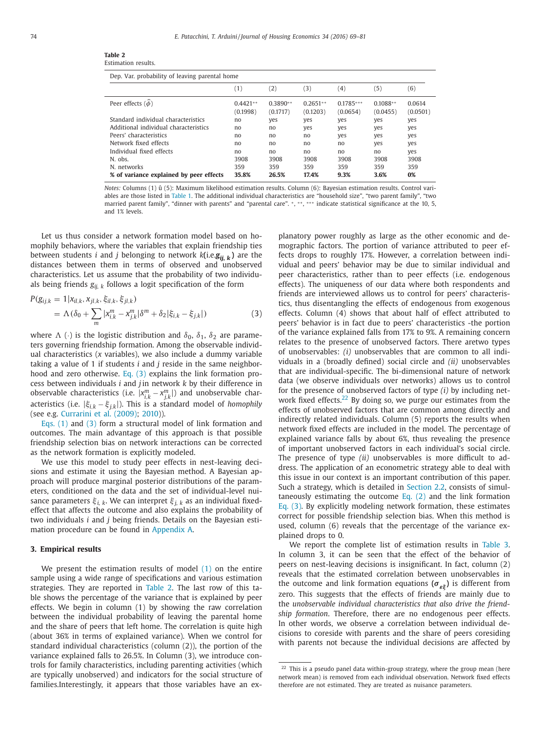**Table 2**
Estimation results.

| Dep. Var. probability of leaving parental home | | | | | | |
|---|---|---|---|---|---|---|
| | (1) | (2) | (3) | (4) | (5) | (6) |
| Peer effects $(\hat{\phi})$ | 0.4421** | 0.3890** | 0.2651** | 0.1785*** | 0.1088** | 0.0614 |
| | (0.1998) | (0.1717) | (0.1203) | (0.0654) | (0.0455) | (0.0501) |
| Standard individual characteristics | no | yes | yes | yes | yes | yes |
| Additional individual characteristics | no | no | yes | yes | yes | yes |
| Peers' characteristics | no | no | no | yes | yes | yes |
| Network fixed effects | no | no | no | no | yes | yes |
| Individual fixed effects | no | no | no | no | no | yes |
| N. obs. | 3908 | 3908 | 3908 | 3908 | 3908 | 3908 |
| N. networks | 359 | 359 | 359 | 359 | 359 | 359 |
| **% of variance explained by peer effects** | **35.8%** | **26.5%** | **17.4%** | **9.3%** | **3.6%** | **0%** |

*Notes:* Columns (1) û (5): Maximum likelihood estimation results. Column (6): Bayesian estimation results. Control variables are those listed in Table 1. The additional individual characteristics are "household size", "two parent family", "two married parent family", "dinner with parents" and "parental care". *, **, *** indicate statistical significance at the 10, 5, and 1% levels.

Let us thus consider a network formation model based on homophily behaviors, where the variables that explain friendship ties between students $i$ and $j$ belonging to network $k$(i.e.$\boldsymbol{g_{ij,\,k}}$) are the distances between them in terms of observed and unobserved characteristics. Let us assume that the probability of two individuals being friends $g_{ij,\,k}$ follows a logit specification of the form

$$P(g_{ij,k} = 1|x_{il,k}, x_{jl,k}, \xi_{il,k}, \xi_{jl,k}) = \Lambda(\delta_0 + \sum_m |x^m_{i,k} - x^m_{j,k}|\delta^m + \delta_2|\xi_{i,k} - \xi_{j,k}|) \quad (3)$$

where $\Lambda$ (·) is the logistic distribution and $\delta_0$, $\delta_1$, $\delta_2$ are parameters governing friendship formation. Among the observable individual characteristics ($x$ variables), we also include a dummy variable taking a value of 1 if students $i$ and $j$ reside in the same neighborhood and zero otherwise. Eq. (3) explains the link formation process between individuals $i$ and $j$ in network $k$ by their difference in observable characteristics (i.e. $|x^m_{i,k} - x^m_{j,k}|$) and unobservable characteristics (i.e. $|\xi_{i,k} - \xi_{j,k}|$). This is a standard model of *homophily* (see e.g. Currarini et al. (2009); 2010)).

Eqs. (1) and (3) form a structural model of link formation and outcomes. The main advantage of this approach is that possible friendship selection bias on network interactions can be corrected as the network formation is explicitly modeled.

We use this model to study peer effects in nest-leaving decisions and estimate it using the Bayesian method. A Bayesian approach will produce marginal posterior distributions of the parameters, conditioned on the data and the set of individual-level nuisance parameters $\xi_{i,\,k}$. We can interpret $\xi_{j,\,k}$ as an individual fixed-effect that affects the outcome and also explains the probability of two individuals $i$ and $j$ being friends. Details on the Bayesian estimation procedure can be found in Appendix A.

## 3. Empirical results

We present the estimation results of model (1) on the entire sample using a wide range of specifications and various estimation strategies. They are reported in Table 2. The last row of this table shows the percentage of the variance that is explained by peer effects. We begin in column (1) by showing the raw correlation between the individual probability of leaving the parental home and the share of peers that left home. The correlation is quite high (about 36% in terms of explained variance). When we control for standard individual characteristics (column (2)), the portion of the variance explained falls to 26.5%. In Column (3), we introduce controls for family characteristics, including parenting activities (which are typically unobserved) and indicators for the social structure of families.Interestingly, it appears that those variables have an explanatory power roughly as large as the other economic and demographic factors. The portion of variance attributed to peer effects drops to roughly 17%. However, a correlation between individual and peers' behavior may be due to similar individual and peer characteristics, rather than to peer effects (i.e. endogenous effects). The uniqueness of our data where both respondents and friends are interviewed allows us to control for peers' characteristics, thus disentangling the effects of endogenous from exogenous effects. Column (4) shows that about half of effect attributed to peers' behavior is in fact due to peers' characteristics -the portion of the variance explained falls from 17% to 9%. A remaining concern relates to the presence of unobserved factors. There aretwo types of unobservables: *(i)* unobservables that are common to all individuals in a (broadly defined) social circle and *(ii)* unobservables that are individual-specific. The bi-dimensional nature of network data (we observe individuals over networks) allows us to control for the presence of unobserved factors of type *(i)* by including network fixed effects.[22] By doing so, we purge our estimates from the effects of unobserved factors that are common among directly and indirectly related individuals. Column (5) reports the results when network fixed effects are included in the model. The percentage of explained variance falls by about 6%, thus revealing the presence of important unobserved factors in each individual's social circle. The presence of type *(ii)* unobservables is more difficult to address. The application of an econometric strategy able to deal with this issue in our context is an important contribution of this paper. Such a strategy, which is detailed in Section 2.2, consists of simultaneously estimating the outcome Eq. (2) and the link formation Eq. (3). By explicitly modeling network formation, these estimates correct for possible friendship selection bias. When this method is used, column (6) reveals that the percentage of the variance explained drops to 0.

We report the complete list of estimation results in Table 3. In column 3, it can be seen that the effect of the behavior of peers on nest-leaving decisions is insignificant. In fact, column (2) reveals that the estimated correlation between unobservables in the outcome and link formation equations $(\boldsymbol{\sigma_{\varepsilon\xi}})$ is different from zero. This suggests that the effects of friends are mainly due to the *unobservable individual characteristics that also drive the friendship formation*. Therefore, there are no endogenous peer effects. In other words, we observe a correlation between individual decisions to coreside with parents and the share of peers coresiding with parents not because the individual decisions are affected by

[22] This is a pseudo panel data within-group strategy, where the group mean (here network mean) is removed from each individual observation. Network fixed effects therefore are not estimated. They are treated as nuisance parameters.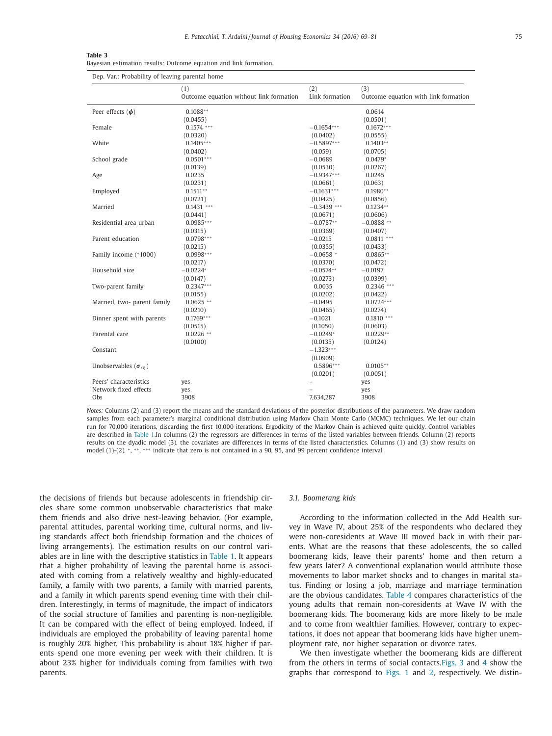**Table 3**
Bayesian estimation results: Outcome equation and link formation.

| Dep. Var.: Probability of leaving parental home | (1) Outcome equation without link formation | (2) Link formation | (3) Outcome equation with link formation |
|---|---|---|---|
| Peer effects ($\phi$) | 0.1088** | | 0.0614 |
| | (0.0455) | | (0.0501) |
| Female | 0.1574 *** | −0.1654*** | 0.1672*** |
| | (0.0320) | (0.0402) | (0.0555) |
| White | 0.1405*** | −0.5897*** | 0.1403** |
| | (0.0402) | (0.059) | (0.0705) |
| School grade | 0.0501*** | −0.0689 | 0.0479* |
| | (0.0139) | (0.0530) | (0.0267) |
| Age | 0.0235 | −0.9347*** | 0.0245 |
| | (0.0231) | (0.0661) | (0.063) |
| Employed | 0.1511** | −0.1631*** | 0.1980** |
| | (0.0721) | (0.0425) | (0.0856) |
| Married | 0.1431 *** | −0.3439 *** | 0.1234** |
| | (0.0441) | (0.0671) | (0.0606) |
| Residential area urban | 0.0985*** | −0.0787** | −0.0888 ** |
| | (0.0315) | (0.0369) | (0.0407) |
| Parent education | 0.0798*** | −0.0215 | 0.0811 *** |
| | (0.0215) | (0.0355) | (0.0433) |
| Family income (*1000) | 0.0998*** | −0.0658 * | 0.0865** |
| | (0.0217) | (0.0370) | (0.0472) |
| Household size | −0.0224* | −0.0574** | −0.0197 |
| | (0.0147) | (0.0273) | (0.0399) |
| Two-parent family | 0.2347*** | 0.0035 | 0.2346 *** |
| | (0.0155) | (0.0202) | (0.0422) |
| Married, two- parent family | 0.0625 ** | −0.0495 | 0.0724*** |
| | (0.0210) | (0.0465) | (0.0274) |
| Dinner spent with parents | 0.1769*** | −0.1021 | 0.1810 *** |
| | (0.0515) | (0.1050) | (0.0603) |
| Parental care | 0.0226 ** | −0.0249* | 0.0229** |
| | (0.0100) | (0.0135) | (0.0124) |
| Constant | | −1.323*** | |
| | | (0.0909) | |
| Unobservables ($\sigma_{\epsilon\xi}$) | | 0.5896*** | 0.0105** |
| | | (0.0201) | (0.0051) |
| Peers' characteristics | yes | – | yes |
| Network fixed effects | yes | – | yes |
| Obs | 3908 | 7,634,287 | 3908 |

*Notes:* Columns (2) and (3) report the means and the standard deviations of the posterior distributions of the parameters. We draw random samples from each parameter's marginal conditional distribution using Markov Chain Monte Carlo (MCMC) techniques. We let our chain run for 70,000 iterations, discarding the first 10,000 iterations. Ergodicity of the Markov Chain is achieved quite quickly. Control variables are described in Table 1.In columns (2) the regressors are differences in terms of the listed variables between friends. Column (2) reports results on the dyadic model (3), the covariates are differences in terms of the listed characteristics. Columns (1) and (3) show results on model (1)-(2). *, **, *** indicate that zero is not contained in a 90, 95, and 99 percent confidence interval

the decisions of friends but because adolescents in friendship circles share some common unobservable characteristics that make them friends and also drive nest-leaving behavior. (For example, parental attitudes, parental working time, cultural norms, and living standards affect both friendship formation and the choices of living arrangements). The estimation results on our control variables are in line with the descriptive statistics in Table 1. It appears that a higher probability of leaving the parental home is associated with coming from a relatively wealthy and highly-educated family, a family with two parents, a family with married parents, and a family in which parents spend evening time with their children. Interestingly, in terms of magnitude, the impact of indicators of the social structure of families and parenting is non-negligible. It can be compared with the effect of being employed. Indeed, if individuals are employed the probability of leaving parental home is roughly 20% higher. This probability is about 18% higher if parents spend one more evening per week with their children. It is about 23% higher for individuals coming from families with two parents.

### 3.1. Boomerang kids

According to the information collected in the Add Health survey in Wave IV, about 25% of the respondents who declared they were non-coresidents at Wave III moved back in with their parents. What are the reasons that these adolescents, the so called boomerang kids, leave their parents' home and then return a few years later? A conventional explanation would attribute those movements to labor market shocks and to changes in marital status. Finding or losing a job, marriage and marriage termination are the obvious candidates. Table 4 compares characteristics of the young adults that remain non-coresidents at Wave IV with the boomerang kids. The boomerang kids are more likely to be male and to come from wealthier families. However, contrary to expectations, it does not appear that boomerang kids have higher unemployment rate, nor higher separation or divorce rates.

We then investigate whether the boomerang kids are different from the others in terms of social contacts.Figs. 3 and 4 show the graphs that correspond to Figs. 1 and 2, respectively. We distin-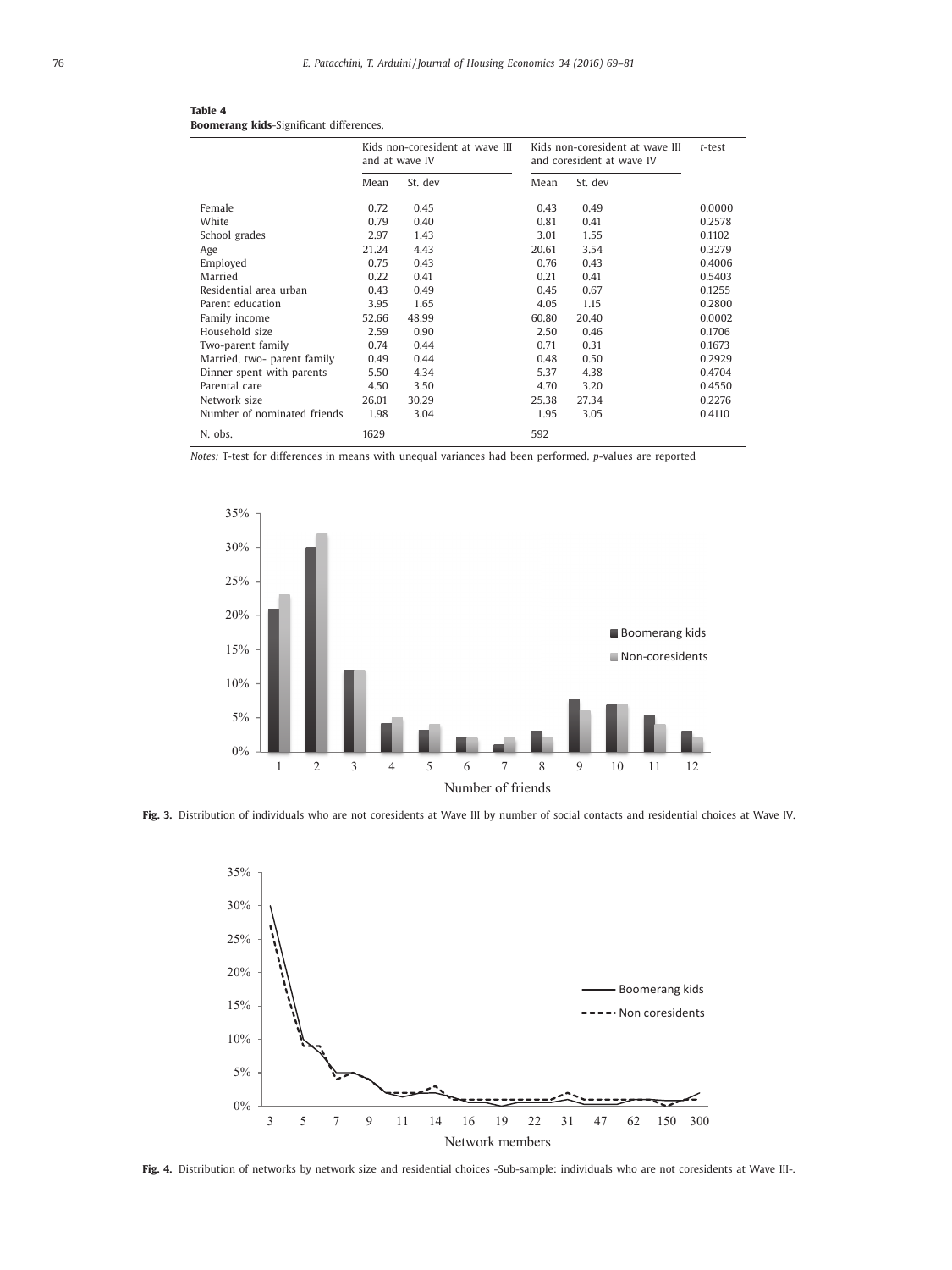**Table 4**
**Boomerang kids**-Significant differences.

| | Kids non-coresident at wave III and at wave IV | | Kids non-coresident at wave III and coresident at wave IV | | *t*-test |
|---|---|---|---|---|---|
| | Mean | St. dev | Mean | St. dev | |
| Female | 0.72 | 0.45 | 0.43 | 0.49 | 0.0000 |
| White | 0.79 | 0.40 | 0.81 | 0.41 | 0.2578 |
| School grades | 2.97 | 1.43 | 3.01 | 1.55 | 0.1102 |
| Age | 21.24 | 4.43 | 20.61 | 3.54 | 0.3279 |
| Employed | 0.75 | 0.43 | 0.76 | 0.43 | 0.4006 |
| Married | 0.22 | 0.41 | 0.21 | 0.41 | 0.5403 |
| Residential area urban | 0.43 | 0.49 | 0.45 | 0.67 | 0.1255 |
| Parent education | 3.95 | 1.65 | 4.05 | 1.15 | 0.2800 |
| Family income | 52.66 | 48.99 | 60.80 | 20.40 | 0.0002 |
| Household size | 2.59 | 0.90 | 2.50 | 0.46 | 0.1706 |
| Two-parent family | 0.74 | 0.44 | 0.71 | 0.31 | 0.1673 |
| Married, two- parent family | 0.49 | 0.44 | 0.48 | 0.50 | 0.2929 |
| Dinner spent with parents | 5.50 | 4.34 | 5.37 | 4.38 | 0.4704 |
| Parental care | 4.50 | 3.50 | 4.70 | 3.20 | 0.4550 |
| Network size | 26.01 | 30.29 | 25.38 | 27.34 | 0.2276 |
| Number of nominated friends | 1.98 | 3.04 | 1.95 | 3.05 | 0.4110 |
| N. obs. | 1629 | | 592 | | |

*Notes:* T-test for differences in means with unequal variances had been performed. *p*-values are reported

**Fig. 3.** Distribution of individuals who are not coresidents at Wave III by number of social contacts and residential choices at Wave IV.

**Fig. 4.** Distribution of networks by network size and residential choices -Sub-sample: individuals who are not coresidents at Wave III-.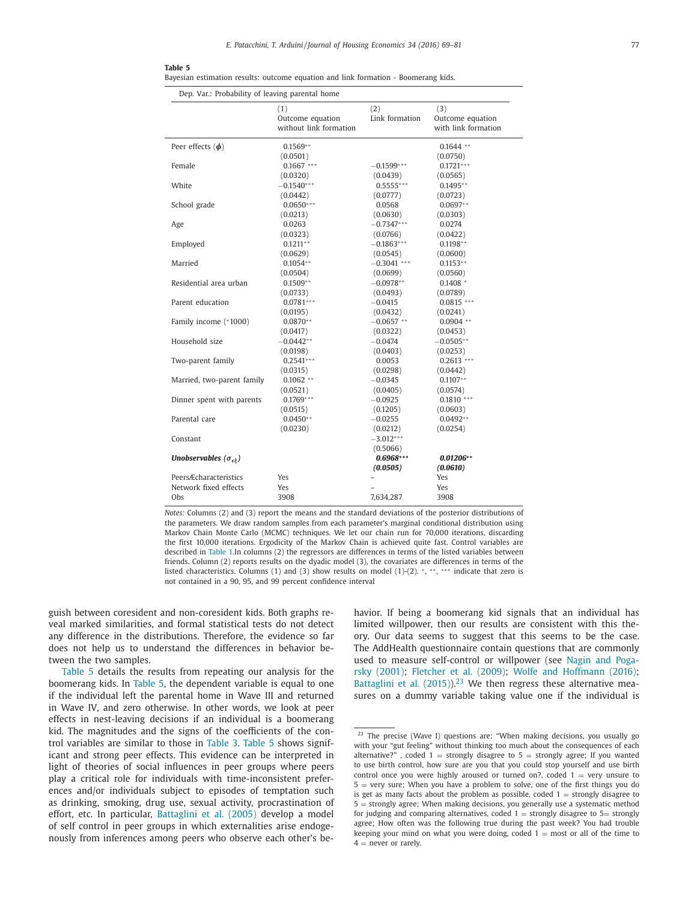**Table 5**
Bayesian estimation results: outcome equation and link formation - Boomerang kids.

| Dep. Var.: Probability of leaving parental home | (1) Outcome equation without link formation | (2) Link formation | (3) Outcome equation with link formation |
|---|---|---|---|
| Peer effects ($\phi$) | 0.1569** | | 0.1644 ** |
| | (0.0501) | | (0.0750) |
| Female | 0.1667 *** | −0.1599*** | 0.1721*** |
| | (0.0320) | (0.0439) | (0.0565) |
| White | −0.1540*** | 0.5555*** | 0.1495** |
| | (0.0442) | (0.0777) | (0.0723) |
| School grade | 0.0650*** | 0.0568 | 0.0697** |
| | (0.0213) | (0.0630) | (0.0303) |
| Age | 0.0263 | −0.7347*** | 0.0274 |
| | (0.0323) | (0.0766) | (0.0422) |
| Employed | 0.1211** | −0.1863*** | 0.1198** |
| | (0.0629) | (0.0545) | (0.0600) |
| Married | 0.1054** | −0.3041 *** | 0.1153** |
| | (0.0504) | (0.0699) | (0.0560) |
| Residential area urban | 0.1509** | −0.0978** | 0.1408 * |
| | (0.0733) | (0.0493) | (0.0789) |
| Parent education | 0.0781*** | −0.0415 | 0.0815 *** |
| | (0.0195) | (0.0432) | (0.0241) |
| Family income (*1000) | 0.0870** | −0.0657 ** | 0.0904 ** |
| | (0.0417) | (0.0322) | (0.0453) |
| Household size | −0.0442** | −0.0474 | −0.0505** |
| | (0.0198) | (0.0403) | (0.0253) |
| Two-parent family | 0.2541*** | 0.0053 | 0.2613 *** |
| | (0.0315) | (0.0298) | (0.0442) |
| Married, two-parent family | 0.1062 ** | −0.0345 | 0.1107** |
| | (0.0521) | (0.0405) | (0.0574) |
| Dinner spent with parents | 0.1769*** | −0.0925 | 0.1810 *** |
| | (0.0515) | (0.1205) | (0.0603) |
| Parental care | 0.0450** | −0.0255 | 0.0492** |
| | (0.0230) | (0.0212) | (0.0254) |
| Constant | | −3.012*** | |
| | | (0.5066) | |
| ***Unobservables*** ($\sigma_{\epsilon\xi}$) | | ***0.6968**\**** | ***0.01206**\*** |
| | | ***(0.0505)*** | ***(0.0610)*** |
| PeersÆcharacteristics | Yes | – | Yes |
| Network fixed effects | Yes | – | Yes |
| Obs | 3908 | 7,634,287 | 3908 |

*Notes:* Columns (2) and (3) report the means and the standard deviations of the posterior distributions of the parameters. We draw random samples from each parameter's marginal conditional distribution using Markov Chain Monte Carlo (MCMC) techniques. We let our chain run for 70,000 iterations, discarding the first 10,000 iterations. Ergodicity of the Markov Chain is achieved quite fast. Control variables are described in Table 1.In columns (2) the regressors are differences in terms of the listed variables between friends. Column (2) reports results on the dyadic model (3), the covariates are differences in terms of the listed characteristics. Columns (1) and (3) show results on model (1)-(2). *, **, *** indicate that zero is not contained in a 90, 95, and 99 percent confidence interval

guish between coresident and non-coresident kids. Both graphs reveal marked similarities, and formal statistical tests do not detect any difference in the distributions. Therefore, the evidence so far does not help us to understand the differences in behavior between the two samples.

Table 5 details the results from repeating our analysis for the boomerang kids. In Table 5, the dependent variable is equal to one if the individual left the parental home in Wave III and returned in Wave IV, and zero otherwise. In other words, we look at peer effects in nest-leaving decisions if an individual is a boomerang kid. The magnitudes and the signs of the coefficients of the control variables are similar to those in Table 3. Table 5 shows significant and strong peer effects. This evidence can be interpreted in light of theories of social influences in peer groups where peers play a critical role for individuals with time-inconsistent preferences and/or individuals subject to episodes of temptation such as drinking, smoking, drug use, sexual activity, procrastination of effort, etc. In particular, Battaglini et al. (2005) develop a model of self control in peer groups in which externalities arise endogenously from inferences among peers who observe each other's behavior. If being a boomerang kid signals that an individual has limited willpower, then our results are consistent with this theory. Our data seems to suggest that this seems to be the case. The AddHealth questionnaire contain questions that are commonly used to measure self-control or willpower (see Nagin and Pogarsky (2001); Fletcher et al. (2009); Wolfe and Hoffmann (2016); Battaglini et al. (2015)).[23] We then regress these alternative measures on a dummy variable taking value one if the individual is

[23] The precise (Wave I) questions are: "When making decisions, you usually go with your "gut feeling" without thinking too much about the consequences of each alternative?" , coded 1 = strongly disagree to 5 = strongly agree; If you wanted to use birth control, how sure are you that you could stop yourself and use birth control once you were highly aroused or turned on?, coded 1 = very unsure to 5 = very sure; When you have a problem to solve, one of the first things you do is get as many facts about the problem as possible, coded 1 = strongly disagree to 5 = strongly agree; When making decisions, you generally use a systematic method for judging and comparing alternatives, coded 1 = strongly disagree to 5= strongly agree; How often was the following true during the past week? You had trouble keeping your mind on what you were doing, coded 1 = most or all of the time to 4 = never or rarely.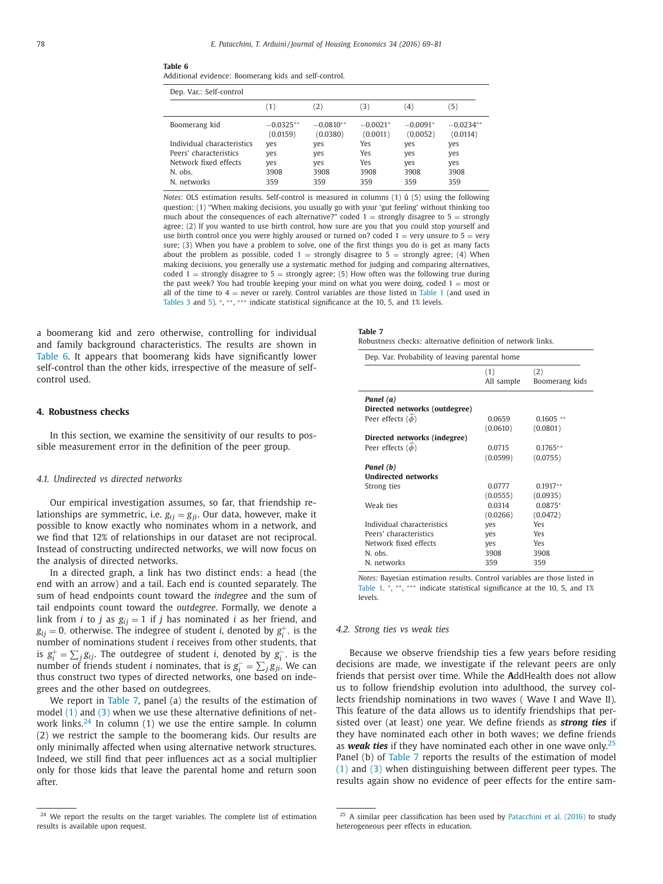**Table 6**
Additional evidence: Boomerang kids and self-control.

| Dep. Var.: Self-control | | | | | |
|---|---|---|---|---|---|
| | (1) | (2) | (3) | (4) | (5) |
| Boomerang kid | −0.0325** | −0.0810** | −0.0021* | −0.0091* | −0.0234** |
| | (0.0159) | (0.0380) | (0.0011) | (0.0052) | (0.0114) |
| Individual characteristics | yes | yes | Yes | yes | yes |
| Peers' characteristics | yes | yes | Yes | yes | yes |
| Network fixed effects | yes | yes | Yes | yes | yes |
| N. obs. | 3908 | 3908 | 3908 | 3908 | 3908 |
| N. networks | 359 | 359 | 359 | 359 | 359 |

*Notes:* OLS estimation results. Self-control is measured in columns (1) û (5) using the following question: (1) "When making decisions, you usually go with your 'gut feeling' without thinking too much about the consequences of each alternative?" coded 1 = strongly disagree to 5 = strongly agree; (2) If you wanted to use birth control, how sure are you that you could stop yourself and use birth control once you were highly aroused or turned on? coded 1 = very unsure to 5 = very sure; (3) When you have a problem to solve, one of the first things you do is get as many facts about the problem as possible, coded 1 = strongly disagree to 5 = strongly agree; (4) When making decisions, you generally use a systematic method for judging and comparing alternatives, coded 1 = strongly disagree to 5 = strongly agree; (5) How often was the following true during the past week? You had trouble keeping your mind on what you were doing, coded 1 = most or all of the time to 4 = never or rarely. Control variables are those listed in Table 1 (and used in Tables 3 and 5). *, **, *** indicate statistical significance at the 10, 5, and 1% levels.

a boomerang kid and zero otherwise, controlling for individual and family background characteristics. The results are shown in Table 6. It appears that boomerang kids have significantly lower self-control than the other kids, irrespective of the measure of self-control used.

## 4. Robustness checks

In this section, we examine the sensitivity of our results to possible measurement error in the definition of the peer group.

### 4.1. Undirected vs directed networks

Our empirical investigation assumes, so far, that friendship relationships are symmetric, i.e. $g_{ij} = g_{ji}$. Our data, however, make it possible to know exactly who nominates whom in a network, and we find that 12% of relationships in our dataset are not reciprocal. Instead of constructing undirected networks, we will now focus on the analysis of directed networks.

In a directed graph, a link has two distinct ends: a head (the end with an arrow) and a tail. Each end is counted separately. The sum of head endpoints count toward the *indegree* and the sum of tail endpoints count toward the *outdegree*. Formally, we denote a link from $i$ to $j$ as $g_{ij} = 1$ if $j$ has nominated $i$ as her friend, and $g_{ij} = 0$, otherwise. The indegree of student $i$, denoted by $g_i^+$, is the number of nominations student $i$ receives from other students, that is $g_i^+ = \sum_j g_{ij}$. The outdegree of student $i$, denoted by $g_i^-$, is the number of friends student $i$ nominates, that is $g_i^- = \sum_j g_{ji}$. We can thus construct two types of directed networks, one based on indegrees and the other based on outdegrees.

We report in Table 7, panel (a) the results of the estimation of model (1) and (3) when we use these alternative definitions of network links.[24] In column (1) we use the entire sample. In column (2) we restrict the sample to the boomerang kids. Our results are only minimally affected when using alternative network structures. Indeed, we still find that peer influences act as a social multiplier only for those kids that leave the parental home and return soon after.

**Table 7**
Robustness checks: alternative definition of network links.

| Dep. Var. Probability of leaving parental home | | |
|---|---|---|
| | (1) All sample | (2) Boomerang kids |
| ***Panel (a)*** | | |
| **Directed networks (outdegree)** | | |
| Peer effects ($\hat{\phi}$) | 0.0659 | 0.1605 ** |
| | (0.0610) | (0.0801) |
| **Directed networks (indegree)** | | |
| Peer effects ($\hat{\phi}$) | 0.0715 | 0.1765** |
| | (0.0599) | (0.0755) |
| ***Panel (b)*** | | |
| **Undirected networks** | | |
| Strong ties | 0.0777 | 0.1917** |
| | (0.0555) | (0.0935) |
| Weak ties | 0.0314 | 0.0875* |
| | (0.0266) | (0.0472) |
| Individual characteristics | yes | Yes |
| Peers' characteristics | yes | Yes |
| Network fixed effects | yes | Yes |
| N. obs. | 3908 | 3908 |
| N. networks | 359 | 359 |

*Notes:* Bayesian estimation results. Control variables are those listed in Table 1. *, **, *** indicate statistical significance at the 10, 5, and 1% levels.

### 4.2. Strong ties vs weak ties

Because we observe friendship ties a few years before residing decisions are made, we investigate if the relevant peers are only friends that persist over time. While the AddHealth does not allow us to follow friendship evolution into adulthood, the survey collects friendship nominations in two waves ( Wave I and Wave II). This feature of the data allows us to identify friendships that persisted over (at least) one year. We define friends as ***strong ties*** if they have nominated each other in both waves; we define friends as ***weak ties*** if they have nominated each other in one wave only.[25] Panel (b) of Table 7 reports the results of the estimation of model (1) and (3) when distinguishing between different peer types. The results again show no evidence of peer effects for the entire sam-

[24] We report the results on the target variables. The complete list of estimation results is available upon request.

[25] A similar peer classification has been used by Patacchini et al. (2016) to study heterogeneous peer effects in education.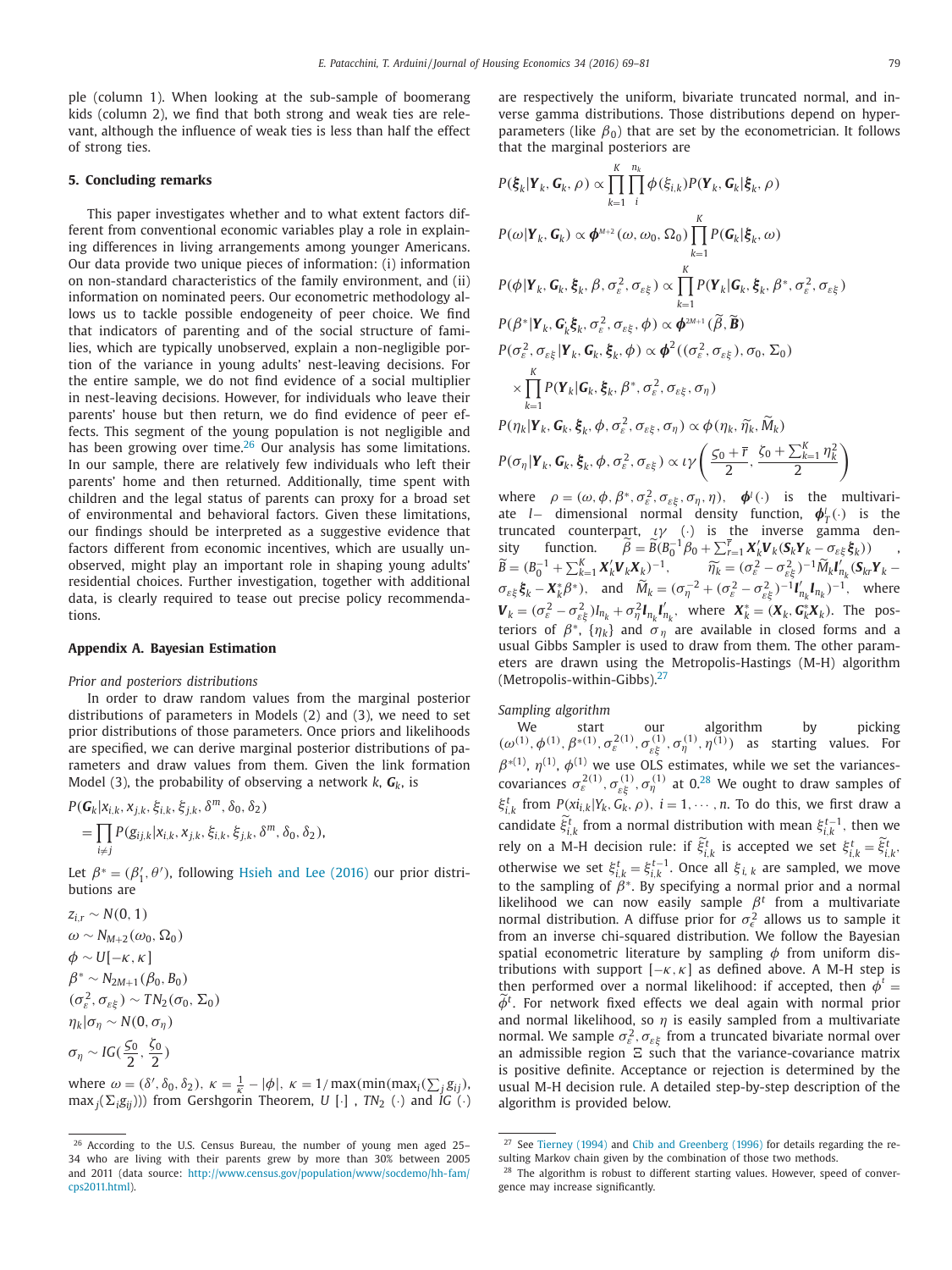ple (column 1). When looking at the sub-sample of boomerang kids (column 2), we find that both strong and weak ties are relevant, although the influence of weak ties is less than half the effect of strong ties.

## 5. Concluding remarks

This paper investigates whether and to what extent factors different from conventional economic variables play a role in explaining differences in living arrangements among younger Americans. Our data provide two unique pieces of information: (i) information on non-standard characteristics of the family environment, and (ii) information on nominated peers. Our econometric methodology allows us to tackle possible endogeneity of peer choice. We find that indicators of parenting and of the social structure of families, which are typically unobserved, explain a non-negligible portion of the variance in young adults' nest-leaving decisions. For the entire sample, we do not find evidence of a social multiplier in nest-leaving decisions. However, for individuals who leave their parents' house but then return, we do find evidence of peer effects. This segment of the young population is not negligible and has been growing over time.[26] Our analysis has some limitations. In our sample, there are relatively few individuals who left their parents' home and then returned. Additionally, time spent with children and the legal status of parents can proxy for a broad set of environmental and behavioral factors. Given these limitations, our findings should be interpreted as a suggestive evidence that factors different from economic incentives, which are usually unobserved, might play an important role in shaping young adults' residential choices. Further investigation, together with additional data, is clearly required to tease out precise policy recommendations.

## Appendix A. Bayesian Estimation

*Prior and posteriors distributions*

In order to draw random values from the marginal posterior distributions of parameters in Models (2) and (3), we need to set prior distributions of those parameters. Once priors and likelihoods are specified, we can derive marginal posterior distributions of parameters and draw values from them. Given the link formation Model (3), the probability of observing a network $k$, $\boldsymbol{G}_k$, is

$$P(\boldsymbol{G}_k|x_{i,k}, x_{j,k}, \xi_{i,k}, \xi_{j,k}, \delta^m, \delta_0, \delta_2) = \prod_{i\neq j} P(g_{ij,k}|x_{i,k}, x_{j,k}, \xi_{i,k}, \xi_{j,k}, \delta^m, \delta_0, \delta_2),$$

Let $\beta^* = (\beta_1', \theta')$, following Hsieh and Lee (2016) our prior distributions are

$$z_{i,r} \sim N(0,1)$$
$$\omega \sim N_{M+2}(\omega_0, \Omega_0)$$
$$\phi \sim U[-\kappa, \kappa]$$
$$\beta^* \sim N_{2M+1}(\beta_0, B_0)$$
$$(\sigma_\varepsilon^2, \sigma_{\varepsilon\xi}) \sim TN_2(\sigma_0, \Sigma_0)$$
$$\eta_k|\sigma_\eta \sim N(0, \sigma_\eta)$$
$$\sigma_\eta \sim IG(\frac{\varsigma_0}{2}, \frac{\zeta_0}{2})$$

where $\omega = (\delta', \delta_0, \delta_2)$, $\kappa = \frac{1}{\kappa} - |\phi|$, $\kappa = 1/\max(\min(\max_i(\sum_j g_{ij}), \max_j(\Sigma_i g_{ij})))$ from Gershgorin Theorem, $U[\cdot]$, $TN_2(\cdot)$ and $IG(\cdot)$ are respectively the uniform, bivariate truncated normal, and inverse gamma distributions. Those distributions depend on hyperparameters (like $\beta_0$) that are set by the econometrician. It follows that the marginal posteriors are

$$P(\boldsymbol{\xi}_k|\boldsymbol{Y}_k, \boldsymbol{G}_k, \rho) \propto \prod_{k=1}^{K}\prod_{i}^{n_k}\phi(\xi_{i,k})P(\boldsymbol{Y}_k, \boldsymbol{G}_k|\boldsymbol{\xi}_k, \rho)$$

$$P(\omega|\boldsymbol{Y}_k, \boldsymbol{G}_k) \propto \boldsymbol{\phi}^{M+2}(\omega, \omega_0, \Omega_0)\prod_{k=1}^{K}P(\boldsymbol{G}_k|\boldsymbol{\xi}_k, \omega)$$

$$P(\phi|\boldsymbol{Y}_k, \boldsymbol{G}_k, \boldsymbol{\xi}_k, \beta, \sigma_\varepsilon^2, \sigma_{\varepsilon\xi}) \propto \prod_{k=1}^{K}P(\boldsymbol{Y}_k|\boldsymbol{G}_k, \boldsymbol{\xi}_k, \beta^*, \sigma_\varepsilon^2, \sigma_{\varepsilon\xi})$$

$$P(\beta^*|\boldsymbol{Y}_k, \boldsymbol{G}_k\boldsymbol{\xi}_k, \sigma_\varepsilon^2, \sigma_{\varepsilon\xi}, \phi) \propto \boldsymbol{\phi}^{2M+1}(\widetilde{\beta}, \widetilde{\boldsymbol{B}})$$

$$P(\sigma_\varepsilon^2, \sigma_{\varepsilon\xi}|\boldsymbol{Y}_k, \boldsymbol{G}_k, \boldsymbol{\xi}_k, \phi) \propto \boldsymbol{\phi}^2((\sigma_\varepsilon^2, \sigma_{\varepsilon\xi}), \sigma_0, \Sigma_0) \times \prod_{k=1}^{K}P(\boldsymbol{Y}_k|\boldsymbol{G}_k, \boldsymbol{\xi}_k, \beta^*, \sigma_\varepsilon^2, \sigma_{\varepsilon\xi}, \sigma_\eta)$$

$$P(\eta_k|\boldsymbol{Y}_k, \boldsymbol{G}_k, \boldsymbol{\xi}_k, \phi, \sigma_\varepsilon^2, \sigma_{\varepsilon\xi}, \sigma_\eta) \propto \phi(\eta_k, \widetilde{\eta}_k, \widetilde{M}_k)$$

$$P(\sigma_\eta|\boldsymbol{Y}_k, \boldsymbol{G}_k, \boldsymbol{\xi}_k, \phi, \sigma_\varepsilon^2, \sigma_{\varepsilon\xi}) \propto \iota\gamma\left(\frac{\varsigma_0 + \overline{r}}{2}, \frac{\zeta_0 + \sum_{k=1}^{K}\eta_k^2}{2}\right)$$

where $\rho = (\omega, \phi, \beta^*, \sigma_\varepsilon^2, \sigma_{\varepsilon\xi}, \sigma_\eta, \eta)$, $\boldsymbol{\phi}^l(\cdot)$ is the multivariate $l-$ dimensional normal density function, $\boldsymbol{\phi}_T^l(\cdot)$ is the truncated counterpart, $\iota\gamma\ (\cdot)$ is the inverse gamma density function. $\widetilde{\beta} = \widetilde{B}(B_0^{-1}\beta_0 + \sum_{r=1}^{\overline{r}}\boldsymbol{X}_k'\boldsymbol{V}_k(\boldsymbol{S}_k\boldsymbol{Y}_k - \sigma_{\varepsilon\xi}\boldsymbol{\xi}_k))$, $\widetilde{B} = (B_0^{-1} + \sum_{k=1}^{K}\boldsymbol{X}_k'\boldsymbol{V}_k\boldsymbol{X}_k)^{-1}$, $\widetilde{\eta_k} = (\sigma_\varepsilon^2 - \sigma_{\varepsilon\xi}^2)^{-1}\widetilde{M}_k\boldsymbol{l}_{n_k}'(\boldsymbol{S}_{kr}\boldsymbol{Y}_k - \sigma_{\varepsilon\xi}\boldsymbol{\xi}_k - \boldsymbol{X}_k^*\beta^*)$, and $\widetilde{M}_k = (\sigma_\eta^{-2} + (\sigma_\varepsilon^2 - \sigma_{\varepsilon\xi}^2)^{-1}\boldsymbol{l}_{n_k}'\boldsymbol{l}_{n_k})^{-1}$, where $\boldsymbol{V}_k = (\sigma_\varepsilon^2 - \sigma_{\varepsilon\xi}^2)\mathrm{I}_{n_k} + \sigma_\eta^2\boldsymbol{l}_{n_k}\boldsymbol{l}_{n_k}'$, where $\boldsymbol{X}_k^* = (\boldsymbol{X}_k, \boldsymbol{G}_k^*\boldsymbol{X}_k)$. The posteriors of $\beta^*$, $\{\eta_k\}$ and $\sigma_\eta$ are available in closed forms and a usual Gibbs Sampler is used to draw from them. The other parameters are drawn using the Metropolis-Hastings (M-H) algorithm (Metropolis-within-Gibbs).[27]

*Sampling algorithm*

We start our algorithm by picking $(\omega^{(1)}, \phi^{(1)}, \beta^{*(1)}, \sigma_\varepsilon^{2(1)}, \sigma_{\varepsilon\xi}^{(1)}, \sigma_\eta^{(1)}, \eta^{(1)})$ as starting values. For $\beta^{*(1)}$, $\eta^{(1)}$, $\phi^{(1)}$ we use OLS estimates, while we set the variances-covariances $\sigma_\varepsilon^{2(1)}, \sigma_{\varepsilon\xi}^{(1)}, \sigma_\eta^{(1)}$ at 0.[28] We ought to draw samples of $\xi_{i,k}^t$ from $P(xi_{i,k}|Y_k, G_k, \rho)$, $i = 1, \cdots, n$. To do this, we first draw a candidate $\widetilde{\xi}_{i,k}^t$ from a normal distribution with mean $\xi_{i,k}^{t-1}$, then we rely on a M-H decision rule: if $\widetilde{\xi}_{i,k}^t$ is accepted we set $\xi_{i,k}^t = \widetilde{\xi}_{i,k}^t$, otherwise we set $\xi_{i,k}^t = \xi_{i,k}^{t-1}$. Once all $\xi_{i,k}$ are sampled, we move to the sampling of $\beta^*$. By specifying a normal prior and a normal likelihood we can now easily sample $\beta^t$ from a multivariate normal distribution. A diffuse prior for $\sigma_\epsilon^2$ allows us to sample it from an inverse chi-squared distribution. We follow the Bayesian spatial econometric literature by sampling $\phi$ from uniform distributions with support $[-\kappa, \kappa]$ as defined above. A M-H step is then performed over a normal likelihood: if accepted, then $\phi^t = \widetilde{\phi}^t$. For network fixed effects we deal again with normal prior and normal likelihood, so $\eta$ is easily sampled from a multivariate normal. We sample $\sigma_\epsilon^2, \sigma_{\varepsilon\xi}$ from a truncated bivariate normal over an admissible region $\Xi$ such that the variance-covariance matrix is positive definite. Acceptance or rejection is determined by the usual M-H decision rule. A detailed step-by-step description of the algorithm is provided below.

---

[26] According to the U.S. Census Bureau, the number of young men aged 25–34 who are living with their parents grew by more than 30% between 2005 and 2011 (data source: http://www.census.gov/population/www/socdemo/hh-fam/cps2011.html).

[27] See Tierney (1994) and Chib and Greenberg (1996) for details regarding the resulting Markov chain given by the combination of those two methods.

[28] The algorithm is robust to different starting values. However, speed of convergence may increase significantly.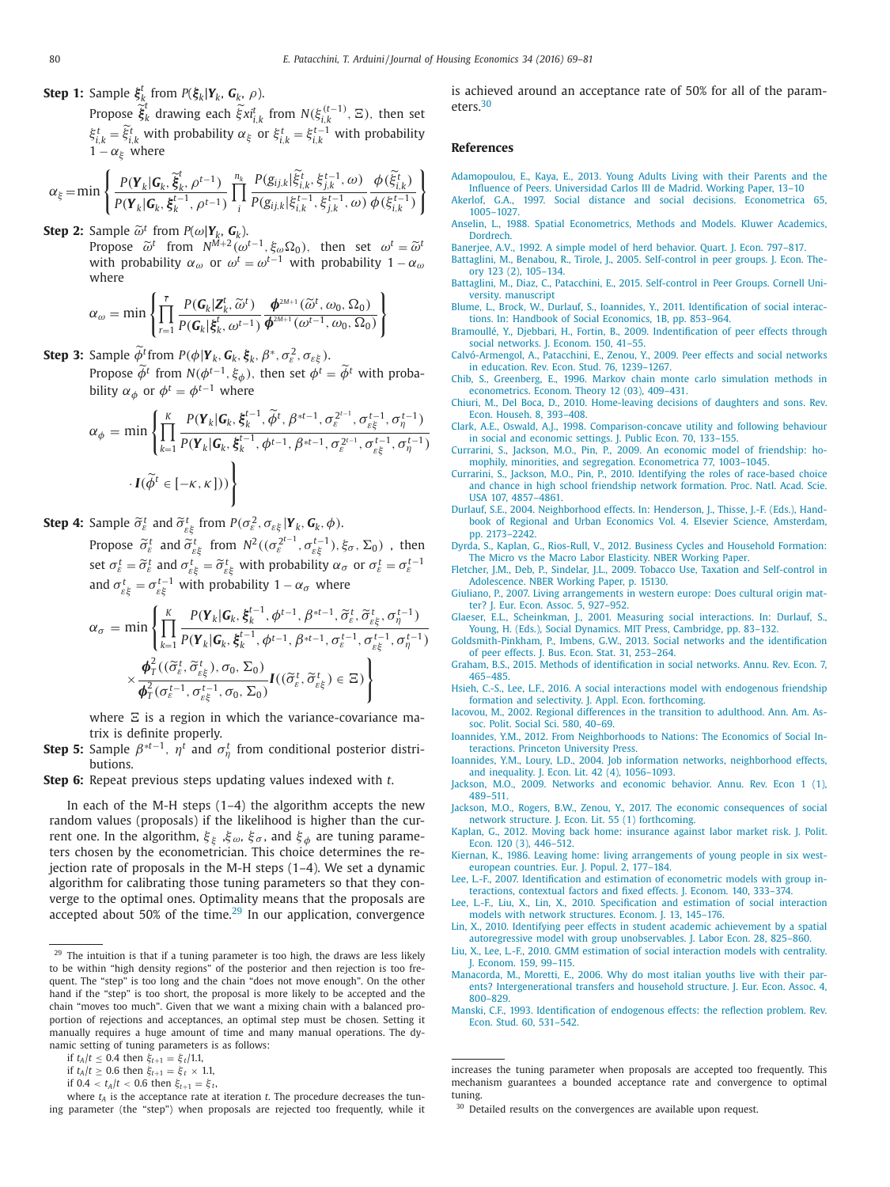**Step 1:** Sample $\boldsymbol{\xi}_k^t$ from $P(\boldsymbol{\xi}_k|\boldsymbol{Y}_k, \boldsymbol{G}_k, \rho)$.

Propose $\widetilde{\boldsymbol{\xi}}_k^t$ drawing each $\widetilde{\xi}xi_{i,k}^t$ from $N(\xi_{i,k}^{(t-1)}, \Xi)$, then set $\xi_{i,k}^t = \widetilde{\xi}_{i,k}^t$ with probability $\alpha_\xi$ or $\xi_{i,k}^t = \xi_{i,k}^{t-1}$ with probability $1 - \alpha_\xi$ where

$$\alpha_\xi = \min\left\{\frac{P(\boldsymbol{Y}_k|\boldsymbol{G}_k, \widetilde{\boldsymbol{\xi}}_k^t, \rho^{t-1})}{P(\boldsymbol{Y}_k|\boldsymbol{G}_k, \boldsymbol{\xi}_k^{t-1}, \rho^{t-1})}\prod_i^{n_k}\frac{P(g_{ij,k}|\widetilde{\xi}_{i,k}^t, \xi_{j,k}^{t-1}, \omega)}{P(g_{ij,k}|\xi_{i,k}^{t-1}, \xi_{j,k}^{t-1}, \omega)}\frac{\phi(\widetilde{\xi}_{i,k}^t)}{\phi(\xi_{i,k}^{t-1})}\right\}$$

**Step 2:** Sample $\widetilde{\omega}^t$ from $P(\omega|\boldsymbol{Y}_k, \boldsymbol{G}_k)$.

Propose $\widetilde{\omega}^t$ from $N^{M+2}(\omega^{t-1}, \xi_\omega\Omega_0)$, then set $\omega^t = \widetilde{\omega}^t$ with probability $\alpha_\omega$ or $\omega^t = \omega^{t-1}$ with probability $1 - \alpha_\omega$ where

$$\alpha_\omega = \min\left\{\prod_{r=1}^{\bar{r}}\frac{P(\boldsymbol{G}_k|\boldsymbol{Z}_k^t, \widetilde{\omega}^t)}{P(\boldsymbol{G}_k|\boldsymbol{\xi}_k^t, \omega^{t-1})}\frac{\boldsymbol{\phi}^{2M+1}(\widetilde{\omega}^t, \omega_0, \Omega_0)}{\boldsymbol{\phi}^{2M+1}(\omega^{t-1}, \omega_0, \Omega_0)}\right\}$$

**Step 3:** Sample $\widetilde{\phi}^t$ from $P(\phi|\boldsymbol{Y}_k, \boldsymbol{G}_k, \boldsymbol{\xi}_k, \beta^*, \sigma_\varepsilon^2, \sigma_{\varepsilon\xi})$.

Propose $\widetilde{\phi}^t$ from $N(\phi^{t-1}, \xi_\phi)$, then set $\phi^t = \widetilde{\phi}^t$ with probability $\alpha_\phi$ or $\phi^t = \phi^{t-1}$ where

$$\alpha_\phi = \min\left\{\prod_{k=1}^{K}\frac{P(\boldsymbol{Y}_k|\boldsymbol{G}_k, \boldsymbol{\xi}_k^{t-1}, \widetilde{\phi}^t, \beta^{*t-1}, \sigma_\varepsilon^{2^{t-1}}, \sigma_{\varepsilon\xi}^{t-1}, \sigma_\eta^{t-1})}{P(\boldsymbol{Y}_k|\boldsymbol{G}_k, \boldsymbol{\xi}_k^{t-1}, \phi^{t-1}, \beta^{*t-1}, \sigma_\varepsilon^{2^{t-1}}, \sigma_{\varepsilon\xi}^{t-1}, \sigma_\eta^{t-1})} \cdot \boldsymbol{I}(\widetilde{\phi}^t \in [-\kappa, \kappa])\right\}$$

**Step 4:** Sample $\widetilde{\sigma}_\varepsilon^t$ and $\widetilde{\sigma}_{\varepsilon\xi}^t$ from $P(\sigma_\varepsilon^2, \sigma_{\varepsilon\xi}|\boldsymbol{Y}_k, \boldsymbol{G}_k, \phi)$.

Propose $\widetilde{\sigma}_\varepsilon^t$ and $\widetilde{\sigma}_{\varepsilon\xi}^t$ from $N^2((\sigma_\varepsilon^{2^{t-1}}, \sigma_{\varepsilon\xi}^{t-1}), \xi_\sigma, \Sigma_0)$ , then set $\sigma_\varepsilon^t = \widetilde{\sigma}_\varepsilon^t$ and $\sigma_{\varepsilon\xi}^t = \widetilde{\sigma}_{\varepsilon\xi}^t$ with probability $\alpha_\sigma$ or $\sigma_\varepsilon^t = \sigma_\varepsilon^{t-1}$ and $\sigma_{\varepsilon\xi}^t = \sigma_{\varepsilon\xi}^{t-1}$ with probability $1 - \alpha_\sigma$ where

$$\alpha_\sigma = \min\left\{\prod_{k=1}^{K}\frac{P(\boldsymbol{Y}_k|\boldsymbol{G}_k, \boldsymbol{\xi}_k^{t-1}, \phi^{t-1}, \beta^{*t-1}, \widetilde{\sigma}_\varepsilon^t, \widetilde{\sigma}_{\varepsilon\xi}^t, \sigma_\eta^{t-1})}{P(\boldsymbol{Y}_k|\boldsymbol{G}_k, \boldsymbol{\xi}_k^{t-1}, \phi^{t-1}, \beta^{*t-1}, \sigma_\varepsilon^{t-1}, \sigma_{\varepsilon\xi}^{t-1}, \sigma_\eta^{t-1})} \times \frac{\boldsymbol{\phi}_T^2((\widetilde{\sigma}_\varepsilon^t, \widetilde{\sigma}_{\varepsilon\xi}^t), \sigma_0, \Sigma_0)}{\boldsymbol{\phi}_T^2(\sigma_\varepsilon^{t-1}, \sigma_{\varepsilon\xi}^{t-1}, \sigma_0, \Sigma_0)}\boldsymbol{I}((\widetilde{\sigma}_\varepsilon^t, \widetilde{\sigma}_{\varepsilon\xi}^t) \in \Xi)\right\}$$

where $\Xi$ is a region in which the variance-covariance matrix is definite properly.

**Step 5:** Sample $\beta^{*t-1}$, $\eta^t$ and $\sigma_\eta^t$ from conditional posterior distributions.

**Step 6:** Repeat previous steps updating values indexed with $t$.

In each of the M-H steps (1–4) the algorithm accepts the new random values (proposals) if the likelihood is higher than the current one. In the algorithm, $\xi_\xi$ ,$\xi_\omega$, $\xi_\sigma$, and $\xi_\phi$ are tuning parameters chosen by the econometrician. This choice determines the rejection rate of proposals in the M-H steps (1–4). We set a dynamic algorithm for calibrating those tuning parameters so that they converge to the optimal ones. Optimality means that the proposals are accepted about 50% of the time.[29] In our application, convergence is achieved around an acceptance rate of 50% for all of the parameters.[30]

[29] The intuition is that if a tuning parameter is too high, the draws are less likely to be within "high density regions" of the posterior and then rejection is too frequent. The "step" is too long and the chain "does not move enough". On the other hand if the "step" is too short, the proposal is more likely to be accepted and the chain "moves too much". Given that we want a mixing chain with a balanced proportion of rejections and acceptances, an optimal step must be chosen. Setting it manually requires a huge amount of time and many manual operations. The dynamic setting of tuning parameters is as follows:

if $t_A/t \le 0.4$ then $\xi_{t+1} = \xi_t/1.1$,

if $t_A/t \ge 0.6$ then $\xi_{t+1} = \xi_t \times 1.1$,

if $0.4 < t_A/t < 0.6$ then $\xi_{t+1} = \xi_t$,

where $t_A$ is the acceptance rate at iteration $t$. The procedure decreases the tuning parameter (the "step") when proposals are rejected too frequently, while it increases the tuning parameter when proposals are accepted too frequently. This mechanism guarantees a bounded acceptance rate and convergence to optimal tuning.

[30] Detailed results on the convergences are available upon request.

## References

Adamopoulou, E., Kaya, E., 2013. Young Adults Living with their Parents and the Influence of Peers. Universidad Carlos III de Madrid. Working Paper, 13–10

Akerlof, G.A., 1997. Social distance and social decisions. Econometrica 65, 1005–1027.

Anselin, L., 1988. Spatial Econometrics, Methods and Models. Kluwer Academics, Dordrech.

Banerjee, A.V., 1992. A simple model of herd behavior. Quart. J. Econ. 797–817.

Battaglini, M., Benabou, R., Tirole, J., 2005. Self-control in peer groups. J. Econ. Theory 123 (2), 105–134.

Battaglini, M., Diaz, C., Patacchini, E., 2015. Self-control in Peer Groups. Cornell University. manuscript

Blume, L., Brock, W., Durlauf, S., Ioannides, Y., 2011. Identification of social interactions. In: Handbook of Social Economics, 1B, pp. 853–964.

Bramoullé, Y., Djebbari, H., Fortin, B., 2009. Indentification of peer effects through social networks. J. Econom. 150, 41–55.

Calvó-Armengol, A., Patacchini, E., Zenou, Y., 2009. Peer effects and social networks in education. Rev. Econ. Stud. 76, 1239–1267.

Chib, S., Greenberg, E., 1996. Markov chain monte carlo simulation methods in econometrics. Econom. Theory 12 (03), 409–431.

Chiuri, M., Del Boca, D., 2010. Home-leaving decisions of daughters and sons. Rev. Econ. Househ. 8, 393–408.

Clark, A.E., Oswald, A.J., 1998. Comparison-concave utility and following behaviour in social and economic settings. J. Public Econ. 70, 133–155.

Currarini, S., Jackson, M.O., Pin, P., 2009. An economic model of friendship: homophily, minorities, and segregation. Econometrica 77, 1003–1045.

Currarini, S., Jackson, M.O., Pin, P., 2010. Identifying the roles of race-based choice and chance in high school friendship network formation. Proc. Natl. Acad. Scie. USA 107, 4857–4861.

Durlauf, S.E., 2004. Neighborhood effects. In: Henderson, J., Thisse, J.-F. (Eds.), Handbook of Regional and Urban Economics Vol. 4. Elsevier Science, Amsterdam, pp. 2173–2242.

Dyrda, S., Kaplan, G., Rios-Rull, V., 2012. Business Cycles and Household Formation: The Micro vs the Macro Labor Elasticity. NBER Working Paper.

Fletcher, J.M., Deb, P., Sindelar, J.L., 2009. Tobacco Use, Taxation and Self-control in Adolescence. NBER Working Paper, p. 15130.

Giuliano, P., 2007. Living arrangements in western europe: Does cultural origin matter? J. Eur. Econ. Assoc. 5, 927–952.

Glaeser, E.L., Scheinkman, J., 2001. Measuring social interactions. In: Durlauf, S., Young, H. (Eds.), Social Dynamics. MIT Press, Cambridge, pp. 83–132.

Goldsmith-Pinkham, P., Imbens, G.W., 2013. Social networks and the identification of peer effects. J. Bus. Econ. Stat. 31, 253–264.

Graham, B.S., 2015. Methods of identification in social networks. Annu. Rev. Econ. 7, 465–485.

Hsieh, C.-S., Lee, L.F., 2016. A social interactions model with endogenous friendship formation and selectivity. J. Appl. Econ. forthcoming.

Iacovou, M., 2002. Regional differences in the transition to adulthood. Ann. Am. Assoc. Polit. Social Sci. 580, 40–69.

Ioannides, Y.M., 2012. From Neighborhoods to Nations: The Economics of Social Interactions. Princeton University Press.

Ioannides, Y.M., Loury, L.D., 2004. Job information networks, neighborhood effects, and inequality. J. Econ. Lit. 42 (4), 1056–1093.

Jackson, M.O., 2009. Networks and economic behavior. Annu. Rev. Econ 1 (1), 489–511.

Jackson, M.O., Rogers, B.W., Zenou, Y., 2017. The economic consequences of social network structure. J. Econ. Lit. 55 (1) forthcoming.

Kaplan, G., 2012. Moving back home: insurance against labor market risk. J. Polit. Econ. 120 (3), 446–512.

Kiernan, K., 1986. Leaving home: living arrangements of young people in six west-european countries. Eur. J. Popul. 2, 177–184.

Lee, L.-F., 2007. Identification and estimation of econometric models with group interactions, contextual factors and fixed effects. J. Econom. 140, 333–374.

Lee, L.-F., Liu, X., Lin, X., 2010. Specification and estimation of social interaction models with network structures. Econom. J. 13, 145–176.

Lin, X., 2010. Identifying peer effects in student academic achievement by a spatial autoregressive model with group unobservables. J. Labor Econ. 28, 825–860.

Liu, X., Lee, L.-F., 2010. GMM estimation of social interaction models with centrality. J. Econom. 159, 99–115.

Manacorda, M., Moretti, E., 2006. Why do most italian youths live with their parents? Intergenerational transfers and household structure. J. Eur. Econ. Assoc. 4, 800–829.

Manski, C.F., 1993. Identification of endogenous effects: the reflection problem. Rev. Econ. Stud. 60, 531–542.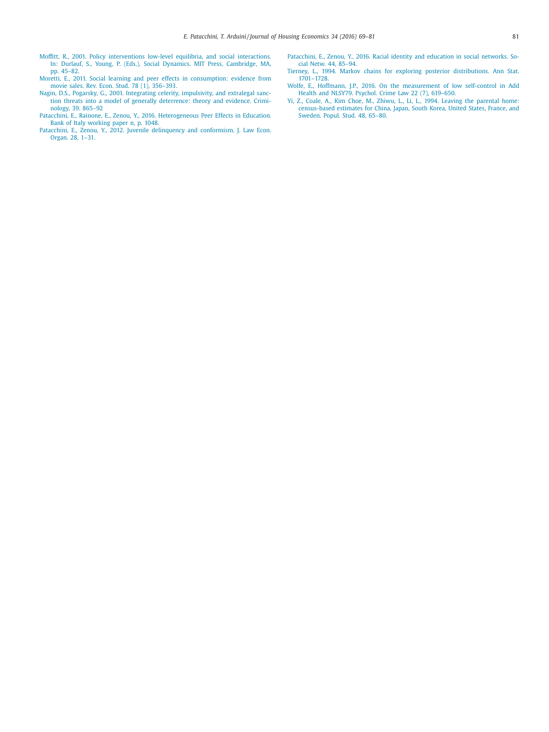Moffitt, R., 2001. Policy interventions low-level equilibria, and social interactions. In: Durlauf, S., Young, P. (Eds.), Social Dynamics. MIT Press, Cambridge, MA, pp. 45–82.

Moretti, E., 2011. Social learning and peer effects in consumption: evidence from movie sales. Rev. Econ. Stud. 78 (1), 356–393.

Nagin, D.S., Pogarsky, G., 2001. Integrating celerity, impulsivity, and extralegal sanction threats into a model of generally deterrence: theory and evidence. Criminology, 39. 865–92

Patacchini, E., Rainone, E., Zenou, Y., 2016. Heterogeneous Peer Effects in Education. Bank of Italy working paper n, p. 1048.

Patacchini, E., Zenou, Y., 2012. Juvenile delinquency and conformism. J. Law Econ. Organ. 28, 1–31.

Patacchini, E., Zenou, Y., 2016. Racial identity and education in social networks. Social Netw. 44, 85–94.

Tierney, L., 1994. Markov chains for exploring posterior distributions. Ann Stat. 1701–1728.

Wolfe, E., Hoffmann, J.P., 2016. On the measurement of low self-control in Add Health and NLSY79. Psychol. Crime Law 22 (7), 619–650.

Yi, Z., Coale, A., Kim Choe, M., Zhiwu, L., Li, L., 1994. Leaving the parental home: census-based estimates for China, Japan, South Korea, United States, France, and Sweden. Popul. Stud. 48, 65–80.